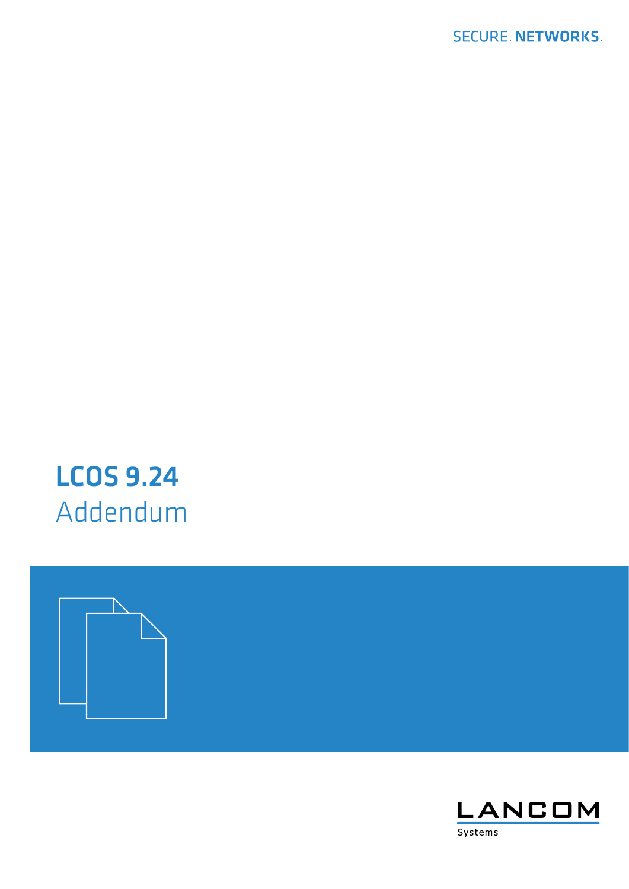SECURE. **NETWORKS.**

# LCOS 9.24

## Addendum

LANCOM

Systems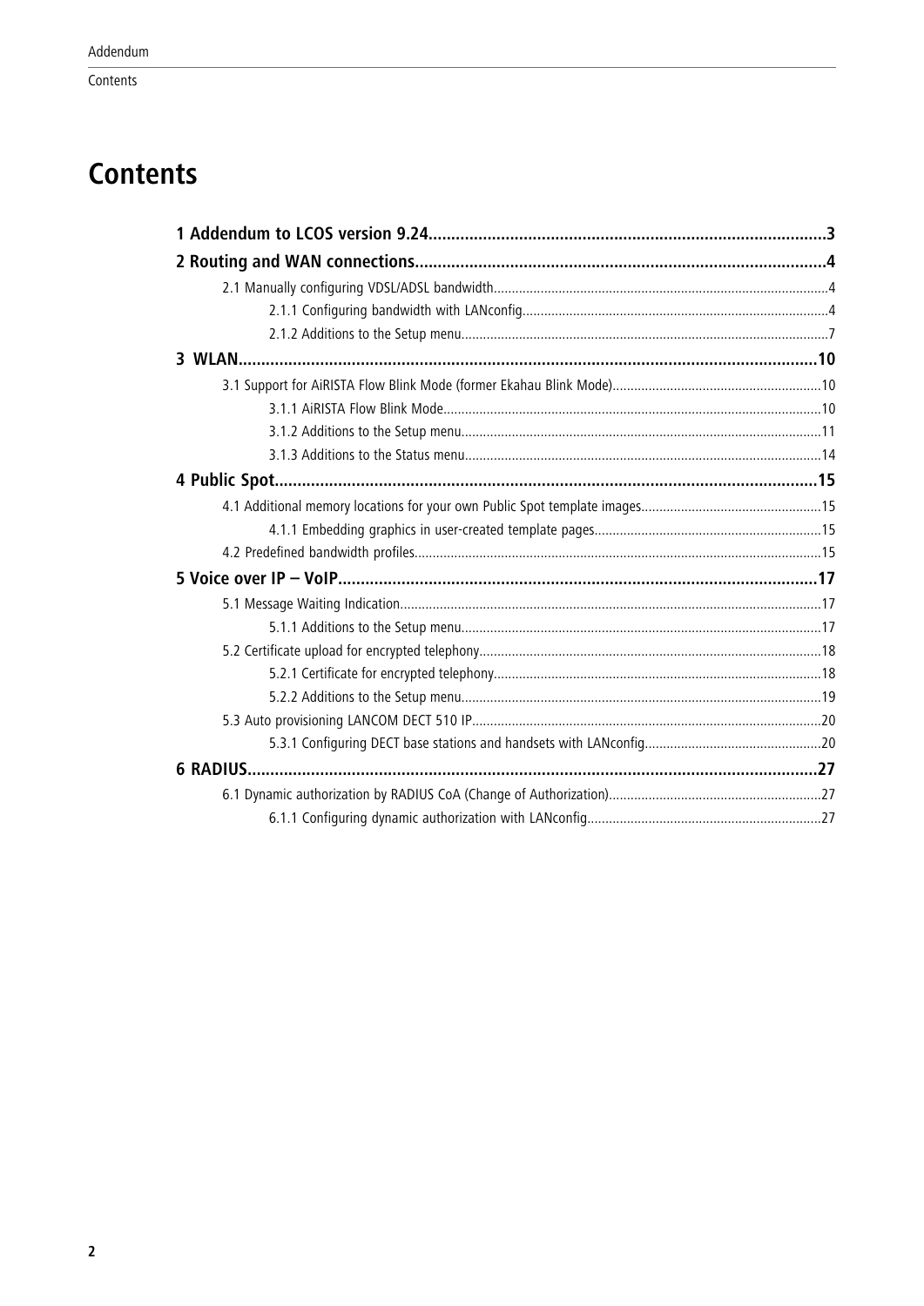# Contents

**1 Addendum to LCOS version 9.24........................................................................................3**

**2 Routing and WAN connections...........................................................................................4**

2.1 Manually configuring VDSL/ADSL bandwidth.............................................................................................4

2.1.1 Configuring bandwidth with LANconfig......................................................................................4

2.1.2 Additions to the Setup menu......................................................................................................7

**3 WLAN.................................................................................................................................10**

3.1 Support for AiRISTA Flow Blink Mode (former Ekahau Blink Mode)..........................................................10

3.1.1 AiRISTA Flow Blink Mode..........................................................................................................10

3.1.2 Additions to the Setup menu....................................................................................................11

3.1.3 Additions to the Status menu....................................................................................................14

**4 Public Spot.........................................................................................................................15**

4.1 Additional memory locations for your own Public Spot template images..................................................15

4.1.1 Embedding graphics in user-created template pages...............................................................15

4.2 Predefined bandwidth profiles.................................................................................................................15

**5 Voice over IP – VoIP..........................................................................................................17**

5.1 Message Waiting Indication.....................................................................................................................17

5.1.1 Additions to the Setup menu....................................................................................................17

5.2 Certificate upload for encrypted telephony...............................................................................................18

5.2.1 Certificate for encrypted telephony...........................................................................................18

5.2.2 Additions to the Setup menu....................................................................................................19

5.3 Auto provisioning LANCOM DECT 510 IP.................................................................................................20

5.3.1 Configuring DECT base stations and handsets with LANconfig.................................................20

**6 RADIUS..............................................................................................................................27**

6.1 Dynamic authorization by RADIUS CoA (Change of Authorization)...........................................................27

6.1.1 Configuring dynamic authorization with LANconfig.................................................................27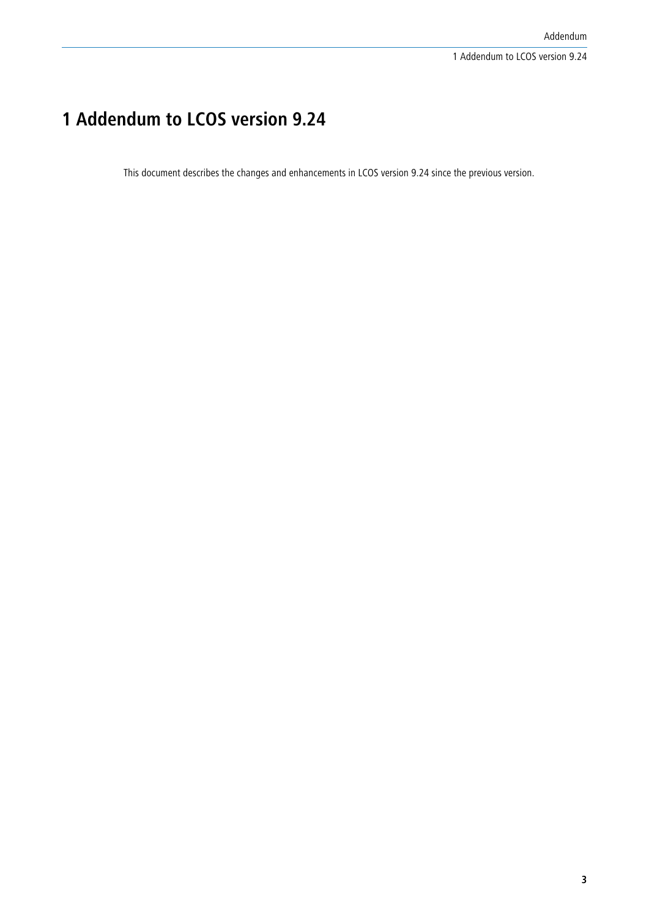# 1 Addendum to LCOS version 9.24

This document describes the changes and enhancements in LCOS version 9.24 since the previous version.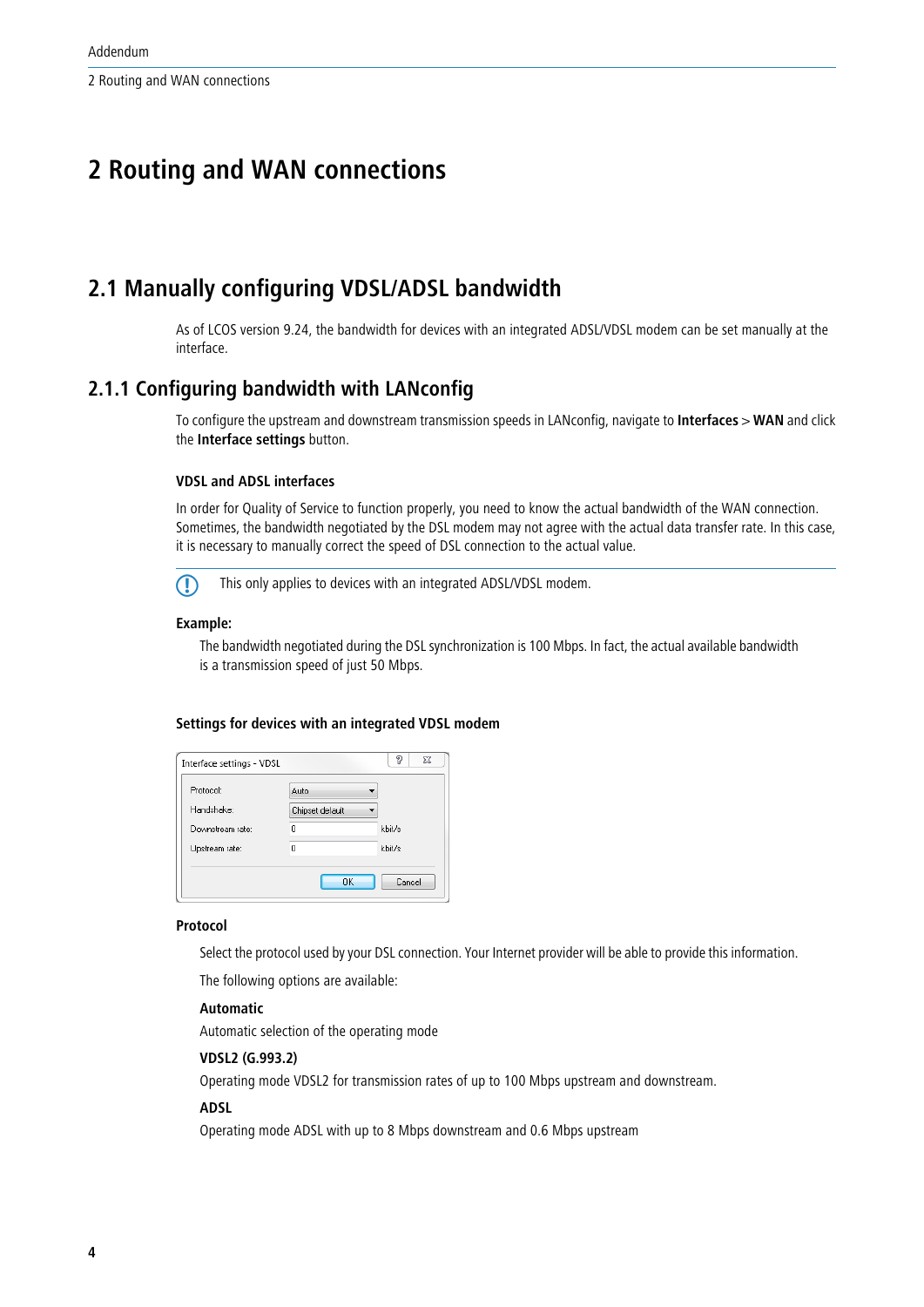# 2 Routing and WAN connections

## 2.1 Manually configuring VDSL/ADSL bandwidth

As of LCOS version 9.24, the bandwidth for devices with an integrated ADSL/VDSL modem can be set manually at the interface.

### 2.1.1 Configuring bandwidth with LANconfig

To configure the upstream and downstream transmission speeds in LANconfig, navigate to **Interfaces** > **WAN** and click the **Interface settings** button.

#### VDSL and ADSL interfaces

In order for Quality of Service to function properly, you need to know the actual bandwidth of the WAN connection. Sometimes, the bandwidth negotiated by the DSL modem may not agree with the actual data transfer rate. In this case, it is necessary to manually correct the speed of DSL connection to the actual value.

This only applies to devices with an integrated ADSL/VDSL modem.

**Example:**

The bandwidth negotiated during the DSL synchronization is 100 Mbps. In fact, the actual available bandwidth is a transmission speed of just 50 Mbps.

#### Settings for devices with an integrated VDSL modem

**Protocol**

Select the protocol used by your DSL connection. Your Internet provider will be able to provide this information.

The following options are available:

**Automatic**

Automatic selection of the operating mode

**VDSL2 (G.993.2)**

Operating mode VDSL2 for transmission rates of up to 100 Mbps upstream and downstream.

**ADSL**

Operating mode ADSL with up to 8 Mbps downstream and 0.6 Mbps upstream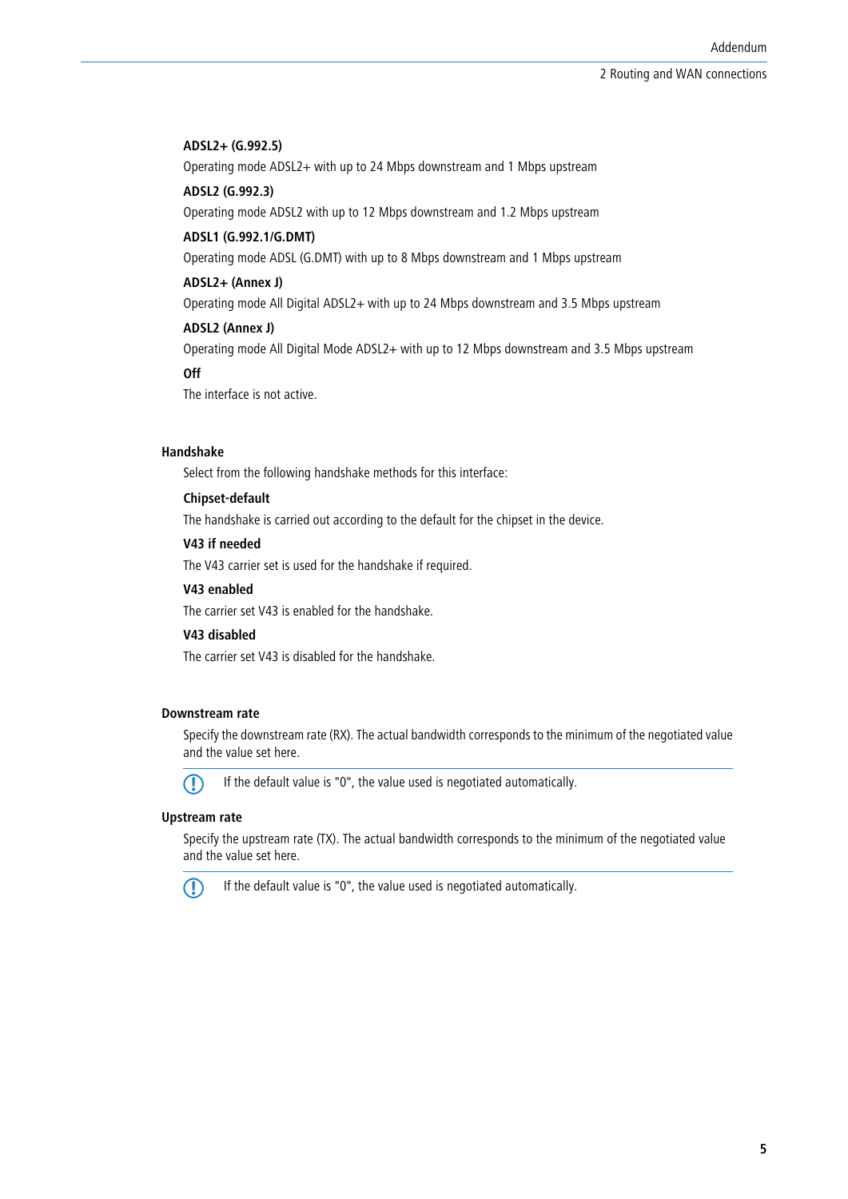**ADSL2+ (G.992.5)**

Operating mode ADSL2+ with up to 24 Mbps downstream and 1 Mbps upstream

**ADSL2 (G.992.3)**

Operating mode ADSL2 with up to 12 Mbps downstream and 1.2 Mbps upstream

**ADSL1 (G.992.1/G.DMT)**

Operating mode ADSL (G.DMT) with up to 8 Mbps downstream and 1 Mbps upstream

**ADSL2+ (Annex J)**

Operating mode All Digital ADSL2+ with up to 24 Mbps downstream and 3.5 Mbps upstream

**ADSL2 (Annex J)**

Operating mode All Digital Mode ADSL2+ with up to 12 Mbps downstream and 3.5 Mbps upstream

**Off**

The interface is not active.

### Handshake

Select from the following handshake methods for this interface:

**Chipset-default**

The handshake is carried out according to the default for the chipset in the device.

**V43 if needed**

The V43 carrier set is used for the handshake if required.

**V43 enabled**

The carrier set V43 is enabled for the handshake.

**V43 disabled**

The carrier set V43 is disabled for the handshake.

### Downstream rate

Specify the downstream rate (RX). The actual bandwidth corresponds to the minimum of the negotiated value and the value set here.

> If the default value is "0", the value used is negotiated automatically.

### Upstream rate

Specify the upstream rate (TX). The actual bandwidth corresponds to the minimum of the negotiated value and the value set here.

> If the default value is "0", the value used is negotiated automatically.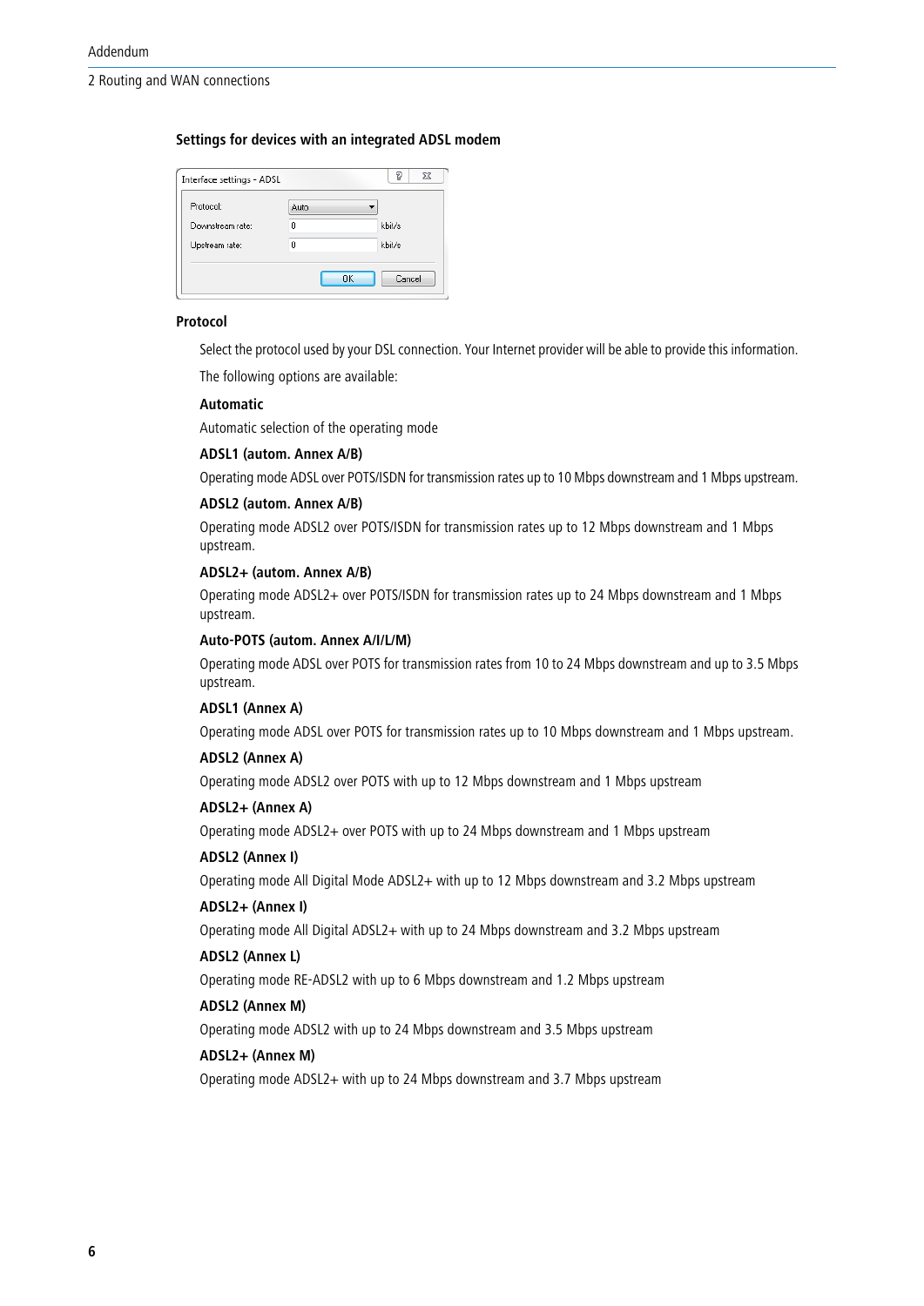### Settings for devices with an integrated ADSL modem

#### Protocol

Select the protocol used by your DSL connection. Your Internet provider will be able to provide this information.

The following options are available:

**Automatic**

Automatic selection of the operating mode

**ADSL1 (autom. Annex A/B)**

Operating mode ADSL over POTS/ISDN for transmission rates up to 10 Mbps downstream and 1 Mbps upstream.

**ADSL2 (autom. Annex A/B)**

Operating mode ADSL2 over POTS/ISDN for transmission rates up to 12 Mbps downstream and 1 Mbps upstream.

**ADSL2+ (autom. Annex A/B)**

Operating mode ADSL2+ over POTS/ISDN for transmission rates up to 24 Mbps downstream and 1 Mbps upstream.

**Auto-POTS (autom. Annex A/I/L/M)**

Operating mode ADSL over POTS for transmission rates from 10 to 24 Mbps downstream and up to 3.5 Mbps upstream.

**ADSL1 (Annex A)**

Operating mode ADSL over POTS for transmission rates up to 10 Mbps downstream and 1 Mbps upstream.

**ADSL2 (Annex A)**

Operating mode ADSL2 over POTS with up to 12 Mbps downstream and 1 Mbps upstream

**ADSL2+ (Annex A)**

Operating mode ADSL2+ over POTS with up to 24 Mbps downstream and 1 Mbps upstream

**ADSL2 (Annex I)**

Operating mode All Digital Mode ADSL2+ with up to 12 Mbps downstream and 3.2 Mbps upstream

**ADSL2+ (Annex I)**

Operating mode All Digital ADSL2+ with up to 24 Mbps downstream and 3.2 Mbps upstream

**ADSL2 (Annex L)**

Operating mode RE-ADSL2 with up to 6 Mbps downstream and 1.2 Mbps upstream

**ADSL2 (Annex M)**

Operating mode ADSL2 with up to 24 Mbps downstream and 3.5 Mbps upstream

**ADSL2+ (Annex M)**

Operating mode ADSL2+ with up to 24 Mbps downstream and 3.7 Mbps upstream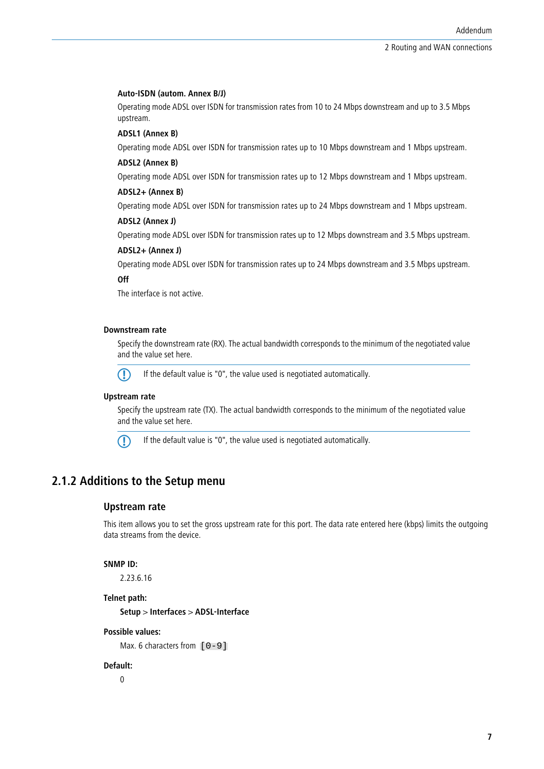**Auto-ISDN (autom. Annex B/J)**

Operating mode ADSL over ISDN for transmission rates from 10 to 24 Mbps downstream and up to 3.5 Mbps upstream.

**ADSL1 (Annex B)**

Operating mode ADSL over ISDN for transmission rates up to 10 Mbps downstream and 1 Mbps upstream.

**ADSL2 (Annex B)**

Operating mode ADSL over ISDN for transmission rates up to 12 Mbps downstream and 1 Mbps upstream.

**ADSL2+ (Annex B)**

Operating mode ADSL over ISDN for transmission rates up to 24 Mbps downstream and 1 Mbps upstream.

**ADSL2 (Annex J)**

Operating mode ADSL over ISDN for transmission rates up to 12 Mbps downstream and 3.5 Mbps upstream.

**ADSL2+ (Annex J)**

Operating mode ADSL over ISDN for transmission rates up to 24 Mbps downstream and 3.5 Mbps upstream.

**Off**

The interface is not active.

**Downstream rate**

Specify the downstream rate (RX). The actual bandwidth corresponds to the minimum of the negotiated value and the value set here.

If the default value is "0", the value used is negotiated automatically.

**Upstream rate**

Specify the upstream rate (TX). The actual bandwidth corresponds to the minimum of the negotiated value and the value set here.

If the default value is "0", the value used is negotiated automatically.

## 2.1.2 Additions to the Setup menu

### Upstream rate

This item allows you to set the gross upstream rate for this port. The data rate entered here (kbps) limits the outgoing data streams from the device.

**SNMP ID:**

2.23.6.16

**Telnet path:**

**Setup** > **Interfaces** > **ADSL-Interface**

**Possible values:**

Max. 6 characters from `[0-9]`

**Default:**

0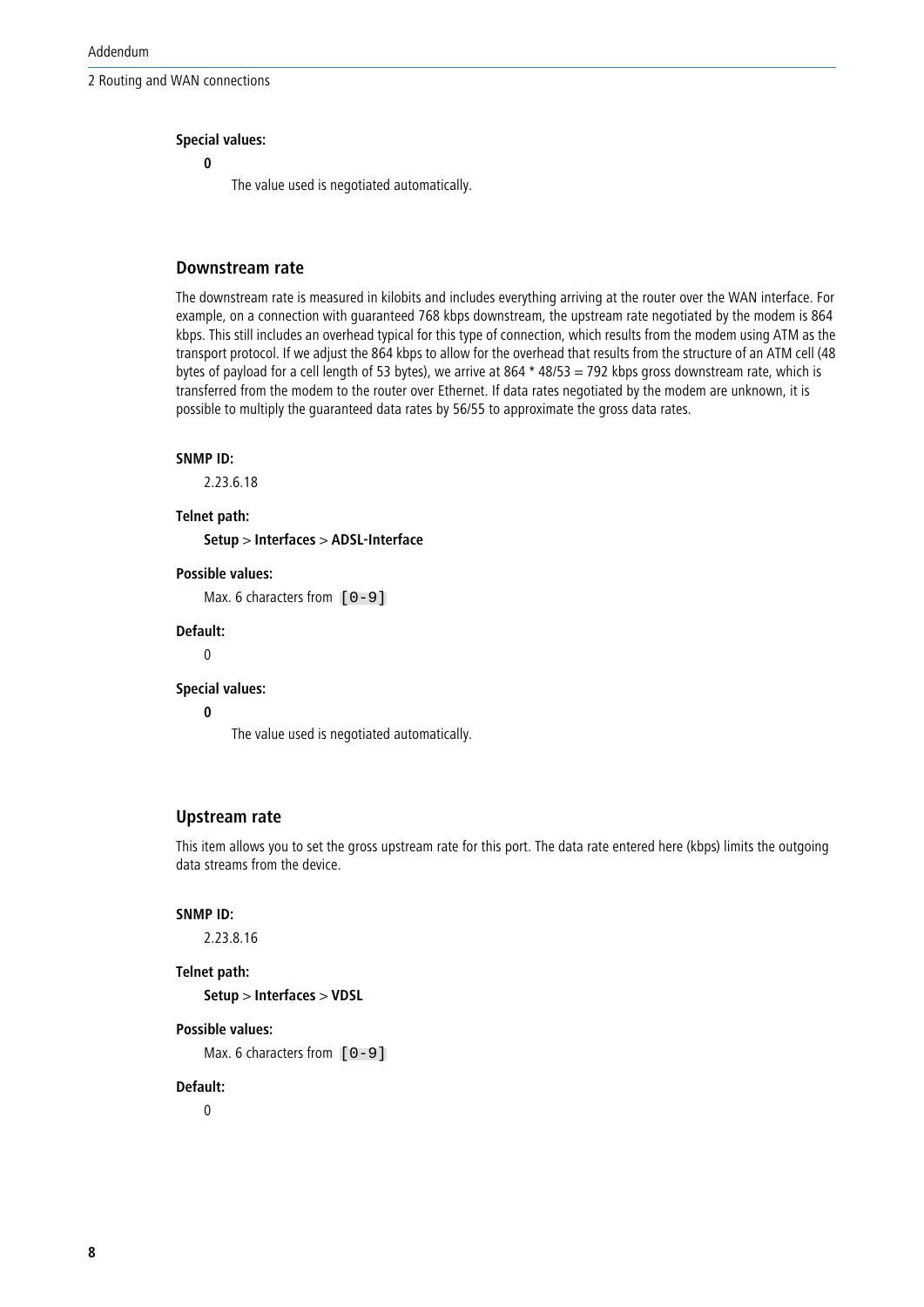**Special values:**

**0**

The value used is negotiated automatically.

### Downstream rate

The downstream rate is measured in kilobits and includes everything arriving at the router over the WAN interface. For example, on a connection with guaranteed 768 kbps downstream, the upstream rate negotiated by the modem is 864 kbps. This still includes an overhead typical for this type of connection, which results from the modem using ATM as the transport protocol. If we adjust the 864 kbps to allow for the overhead that results from the structure of an ATM cell (48 bytes of payload for a cell length of 53 bytes), we arrive at 864 * 48/53 = 792 kbps gross downstream rate, which is transferred from the modem to the router over Ethernet. If data rates negotiated by the modem are unknown, it is possible to multiply the guaranteed data rates by 56/55 to approximate the gross data rates.

**SNMP ID:**

2.23.6.18

**Telnet path:**

**Setup** > **Interfaces** > **ADSL-Interface**

**Possible values:**

Max. 6 characters from `[0-9]`

**Default:**

0

**Special values:**

**0**

The value used is negotiated automatically.

### Upstream rate

This item allows you to set the gross upstream rate for this port. The data rate entered here (kbps) limits the outgoing data streams from the device.

**SNMP ID:**

2.23.8.16

**Telnet path:**

**Setup** > **Interfaces** > **VDSL**

**Possible values:**

Max. 6 characters from `[0-9]`

**Default:**

0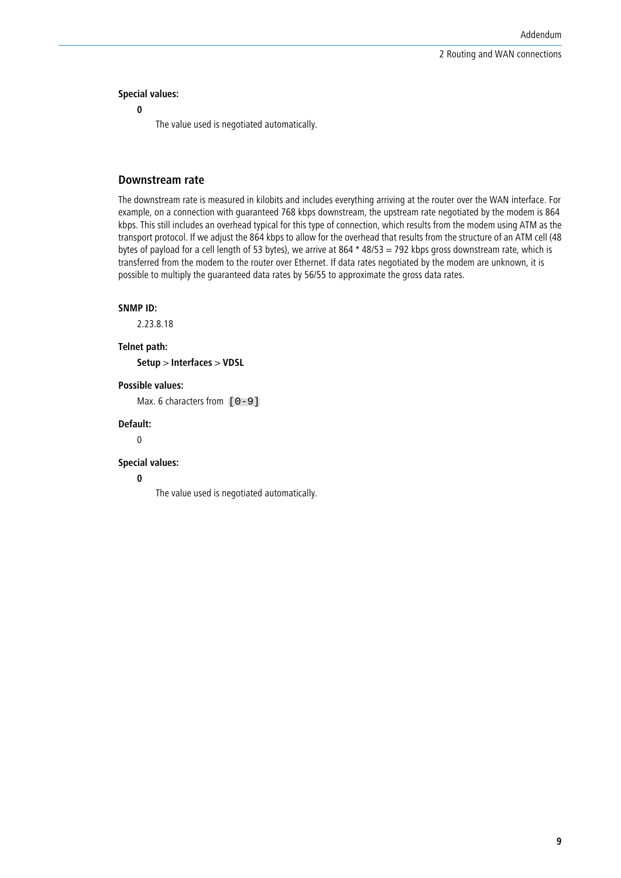**Special values:**

**0**

The value used is negotiated automatically.

### Downstream rate

The downstream rate is measured in kilobits and includes everything arriving at the router over the WAN interface. For example, on a connection with guaranteed 768 kbps downstream, the upstream rate negotiated by the modem is 864 kbps. This still includes an overhead typical for this type of connection, which results from the modem using ATM as the transport protocol. If we adjust the 864 kbps to allow for the overhead that results from the structure of an ATM cell (48 bytes of payload for a cell length of 53 bytes), we arrive at 864 * 48/53 = 792 kbps gross downstream rate, which is transferred from the modem to the router over Ethernet. If data rates negotiated by the modem are unknown, it is possible to multiply the guaranteed data rates by 56/55 to approximate the gross data rates.

**SNMP ID:**

2.23.8.18

**Telnet path:**

**Setup** > **Interfaces** > **VDSL**

**Possible values:**

Max. 6 characters from `[0-9]`

**Default:**

0

**Special values:**

**0**

The value used is negotiated automatically.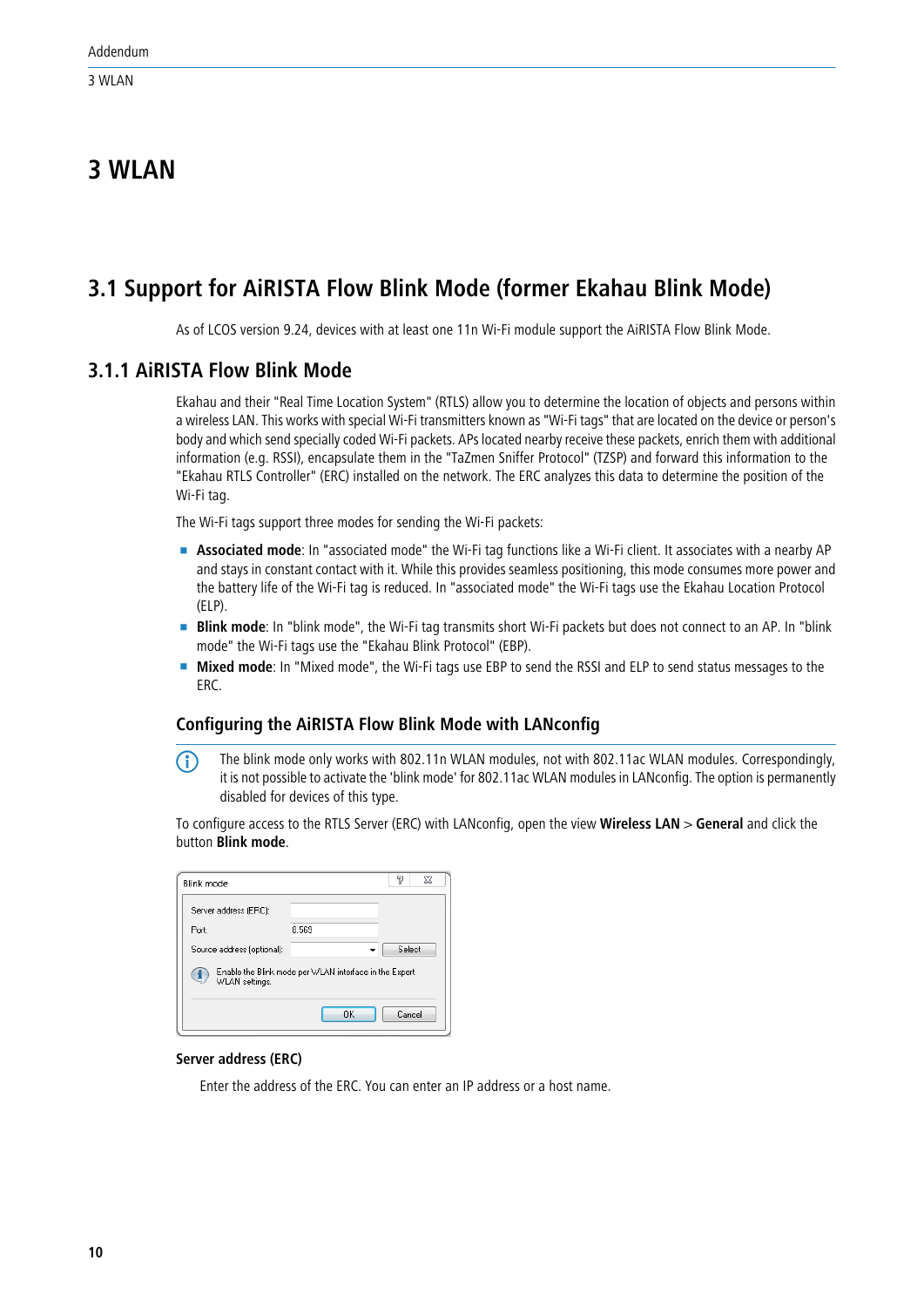# 3 WLAN

## 3.1 Support for AiRISTA Flow Blink Mode (former Ekahau Blink Mode)

As of LCOS version 9.24, devices with at least one 11n Wi-Fi module support the AiRISTA Flow Blink Mode.

### 3.1.1 AiRISTA Flow Blink Mode

Ekahau and their "Real Time Location System" (RTLS) allow you to determine the location of objects and persons within a wireless LAN. This works with special Wi-Fi transmitters known as "Wi-Fi tags" that are located on the device or person's body and which send specially coded Wi-Fi packets. APs located nearby receive these packets, enrich them with additional information (e.g. RSSI), encapsulate them in the "TaZmen Sniffer Protocol" (TZSP) and forward this information to the "Ekahau RTLS Controller" (ERC) installed on the network. The ERC analyzes this data to determine the position of the Wi-Fi tag.

The Wi-Fi tags support three modes for sending the Wi-Fi packets:

- **Associated mode**: In "associated mode" the Wi-Fi tag functions like a Wi-Fi client. It associates with a nearby AP and stays in constant contact with it. While this provides seamless positioning, this mode consumes more power and the battery life of the Wi-Fi tag is reduced. In "associated mode" the Wi-Fi tags use the Ekahau Location Protocol (ELP).
- **Blink mode**: In "blink mode", the Wi-Fi tag transmits short Wi-Fi packets but does not connect to an AP. In "blink mode" the Wi-Fi tags use the "Ekahau Blink Protocol" (EBP).
- **Mixed mode**: In "Mixed mode", the Wi-Fi tags use EBP to send the RSSI and ELP to send status messages to the ERC.

#### Configuring the AiRISTA Flow Blink Mode with LANconfig

The blink mode only works with 802.11n WLAN modules, not with 802.11ac WLAN modules. Correspondingly, it is not possible to activate the 'blink mode' for 802.11ac WLAN modules in LANconfig. The option is permanently disabled for devices of this type.

To configure access to the RTLS Server (ERC) with LANconfig, open the view **Wireless LAN** > **General** and click the button **Blink mode**.

**Server address (ERC)**

Enter the address of the ERC. You can enter an IP address or a host name.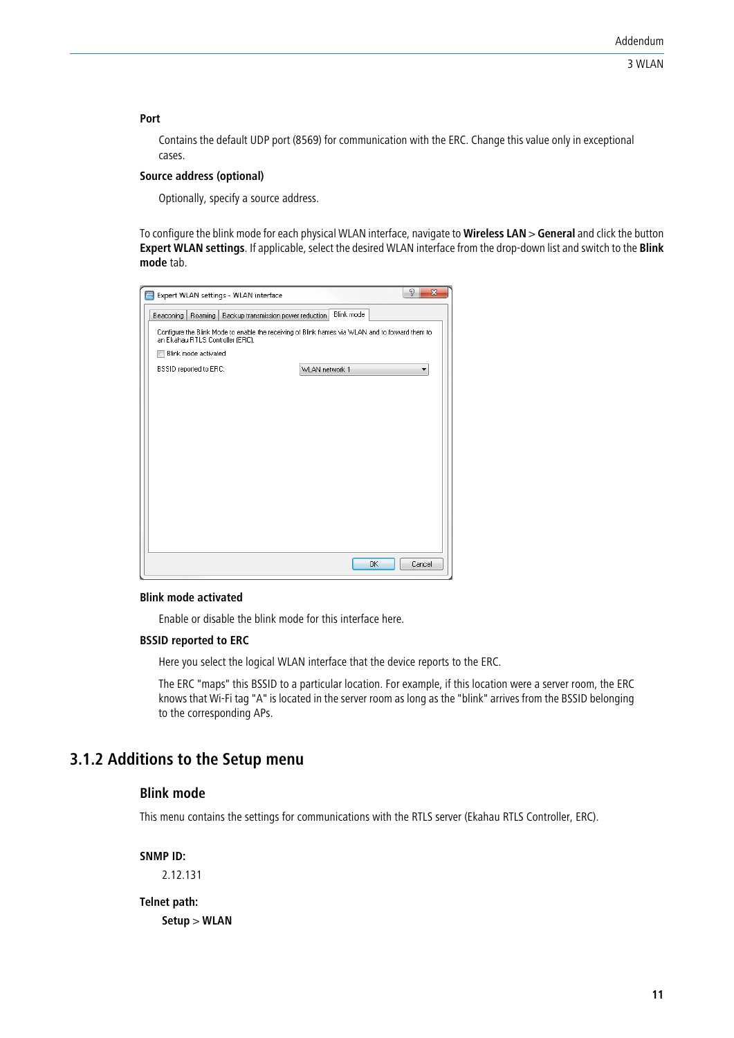**Port**

Contains the default UDP port (8569) for communication with the ERC. Change this value only in exceptional cases.

**Source address (optional)**

Optionally, specify a source address.

To configure the blink mode for each physical WLAN interface, navigate to **Wireless LAN** > **General** and click the button **Expert WLAN settings**. If applicable, select the desired WLAN interface from the drop-down list and switch to the **Blink mode** tab.

**Blink mode activated**

Enable or disable the blink mode for this interface here.

**BSSID reported to ERC**

Here you select the logical WLAN interface that the device reports to the ERC.

The ERC "maps" this BSSID to a particular location. For example, if this location were a server room, the ERC knows that Wi-Fi tag "A" is located in the server room as long as the "blink" arrives from the BSSID belonging to the corresponding APs.

## 3.1.2 Additions to the Setup menu

### Blink mode

This menu contains the settings for communications with the RTLS server (Ekahau RTLS Controller, ERC).

**SNMP ID:**

2.12.131

**Telnet path:**

**Setup** > **WLAN**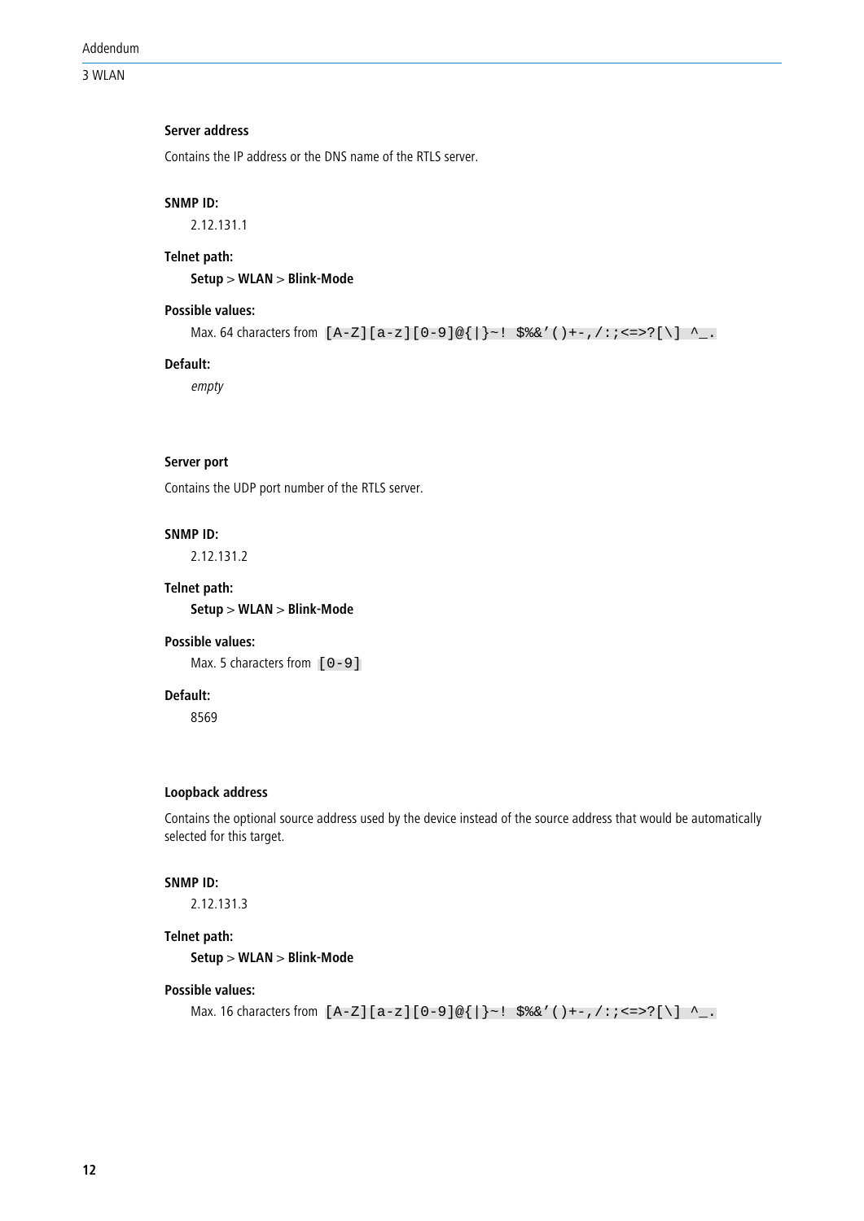#### Server address

Contains the IP address or the DNS name of the RTLS server.

**SNMP ID:**

2.12.131.1

**Telnet path:**

**Setup** > **WLAN** > **Blink-Mode**

**Possible values:**

Max. 64 characters from `[A-Z][a-z][0-9]@{|}~! $%&'()+-,/:;<=>?[\] ^_.`

**Default:**

*empty*

#### Server port

Contains the UDP port number of the RTLS server.

**SNMP ID:**

2.12.131.2

**Telnet path:**

**Setup** > **WLAN** > **Blink-Mode**

**Possible values:**

Max. 5 characters from `[0-9]`

**Default:**

8569

#### Loopback address

Contains the optional source address used by the device instead of the source address that would be automatically selected for this target.

**SNMP ID:**

2.12.131.3

**Telnet path:**

**Setup** > **WLAN** > **Blink-Mode**

**Possible values:**

Max. 16 characters from `[A-Z][a-z][0-9]@{|}~! $%&'()+-,/:;<=>?[\] ^_.`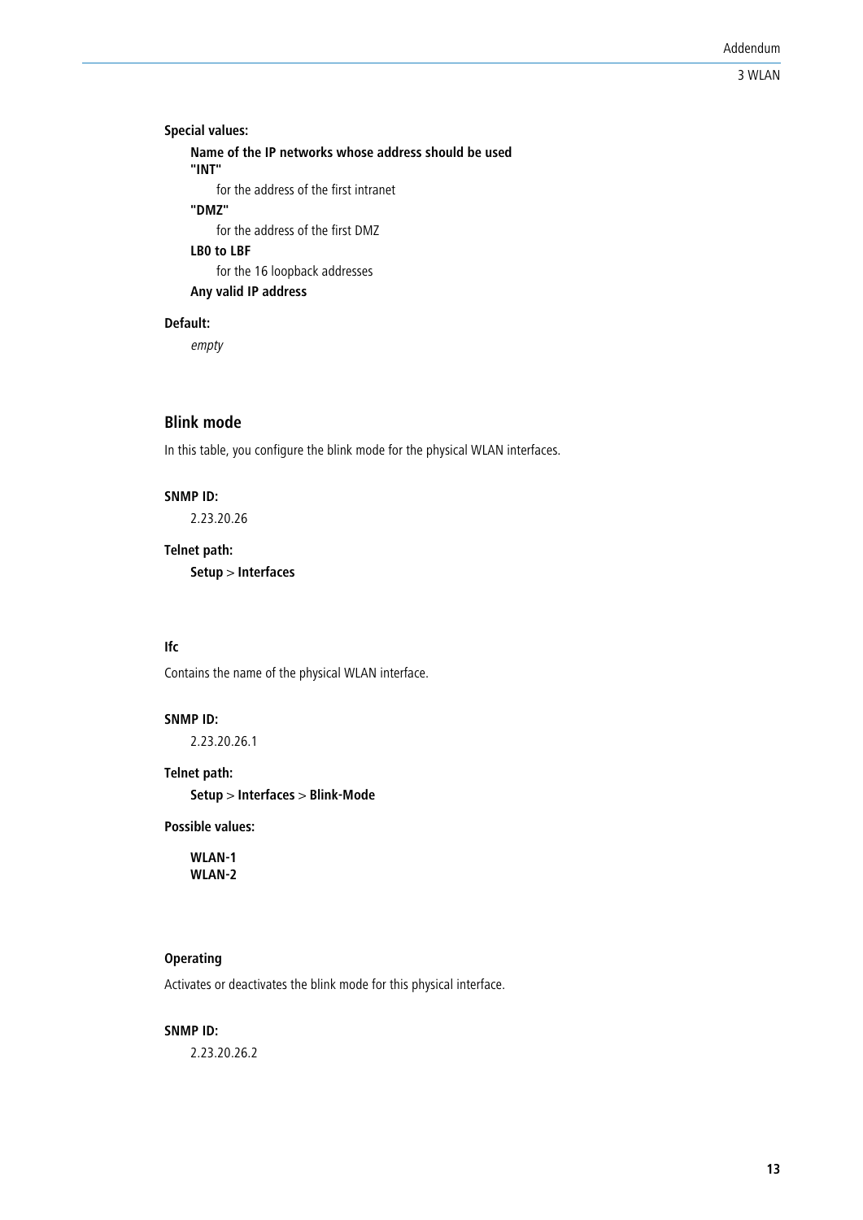**Special values:**

**Name of the IP networks whose address should be used**

**"INT"**

for the address of the first intranet

**"DMZ"**

for the address of the first DMZ

**LB0 to LBF**

for the 16 loopback addresses

**Any valid IP address**

**Default:**

*empty*

### Blink mode

In this table, you configure the blink mode for the physical WLAN interfaces.

**SNMP ID:**

2.23.20.26

**Telnet path:**

**Setup** > **Interfaces**

#### Ifc

Contains the name of the physical WLAN interface.

**SNMP ID:**

2.23.20.26.1

**Telnet path:**

**Setup** > **Interfaces** > **Blink-Mode**

**Possible values:**

**WLAN-1**
**WLAN-2**

#### Operating

Activates or deactivates the blink mode for this physical interface.

**SNMP ID:**

2.23.20.26.2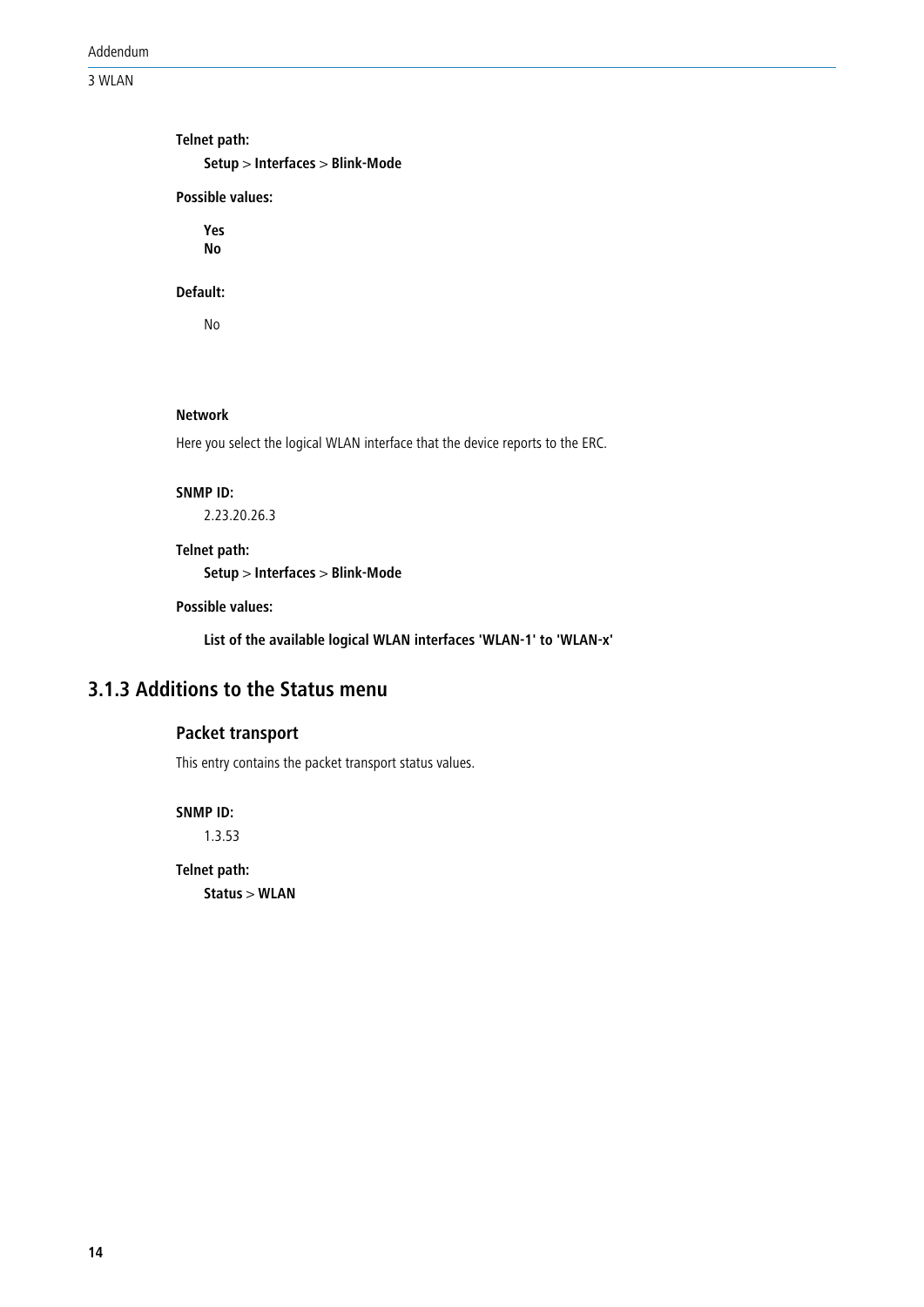**Telnet path:**

**Setup** > **Interfaces** > **Blink-Mode**

**Possible values:**

**Yes**
**No**

**Default:**

No

**Network**

Here you select the logical WLAN interface that the device reports to the ERC.

**SNMP ID:**

2.23.20.26.3

**Telnet path:**

**Setup** > **Interfaces** > **Blink-Mode**

**Possible values:**

**List of the available logical WLAN interfaces 'WLAN-1' to 'WLAN-x'**

## 3.1.3 Additions to the Status menu

### Packet transport

This entry contains the packet transport status values.

**SNMP ID:**

1.3.53

**Telnet path:**

**Status** > **WLAN**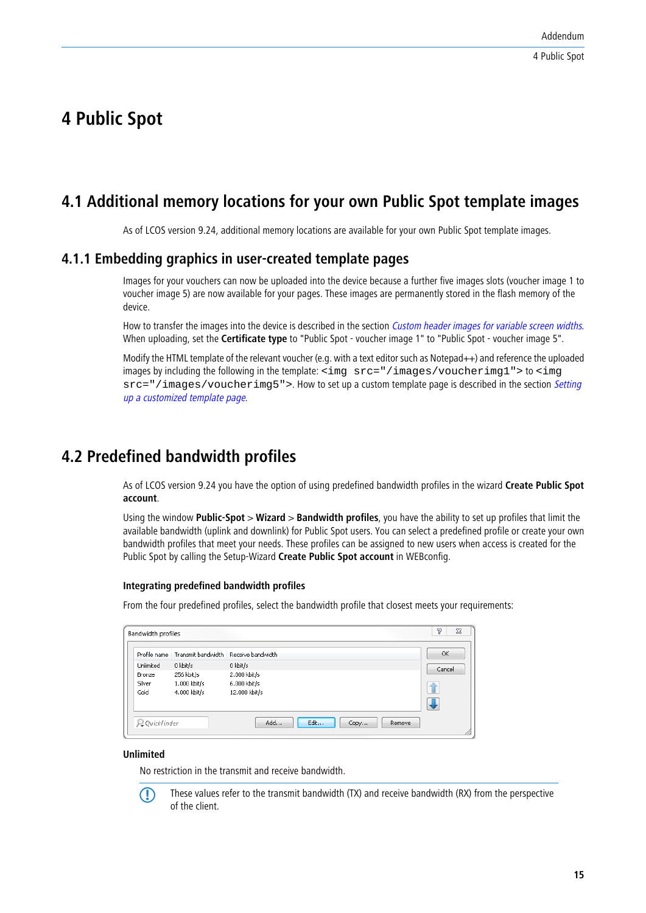# 4 Public Spot

## 4.1 Additional memory locations for your own Public Spot template images

As of LCOS version 9.24, additional memory locations are available for your own Public Spot template images.

### 4.1.1 Embedding graphics in user-created template pages

Images for your vouchers can now be uploaded into the device because a further five images slots (voucher image 1 to voucher image 5) are now available for your pages. These images are permanently stored in the flash memory of the device.

How to transfer the images into the device is described in the section *Custom header images for variable screen widths*. When uploading, set the **Certificate type** to "Public Spot - voucher image 1" to "Public Spot - voucher image 5".

Modify the HTML template of the relevant voucher (e.g. with a text editor such as Notepad++) and reference the uploaded images by including the following in the template: `<img src="/images/voucherimg1">` to `<img src="/images/voucherimg5">`. How to set up a custom template page is described in the section *Setting up a customized template page*.

## 4.2 Predefined bandwidth profiles

As of LCOS version 9.24 you have the option of using predefined bandwidth profiles in the wizard **Create Public Spot account**.

Using the window **Public-Spot** > **Wizard** > **Bandwidth profiles**, you have the ability to set up profiles that limit the available bandwidth (uplink and downlink) for Public Spot users. You can select a predefined profile or create your own bandwidth profiles that meet your needs. These profiles can be assigned to new users when access is created for the Public Spot by calling the Setup-Wizard **Create Public Spot account** in WEBconfig.

#### Integrating predefined bandwidth profiles

From the four predefined profiles, select the bandwidth profile that closest meets your requirements:

Bandwidth profiles

| Profile name | Transmit bandwidth | Receive bandwidth |
|---|---|---|
| Unlimited | 0 kbit/s | 0 kbit/s |
| Bronze | 256 kbit/s | 2.000 kbit/s |
| Silver | 1.000 kbit/s | 6.000 kbit/s |
| Gold | 4.000 kbit/s | 12.000 kbit/s |

**Unlimited**

No restriction in the transmit and receive bandwidth.

> These values refer to the transmit bandwidth (TX) and receive bandwidth (RX) from the perspective of the client.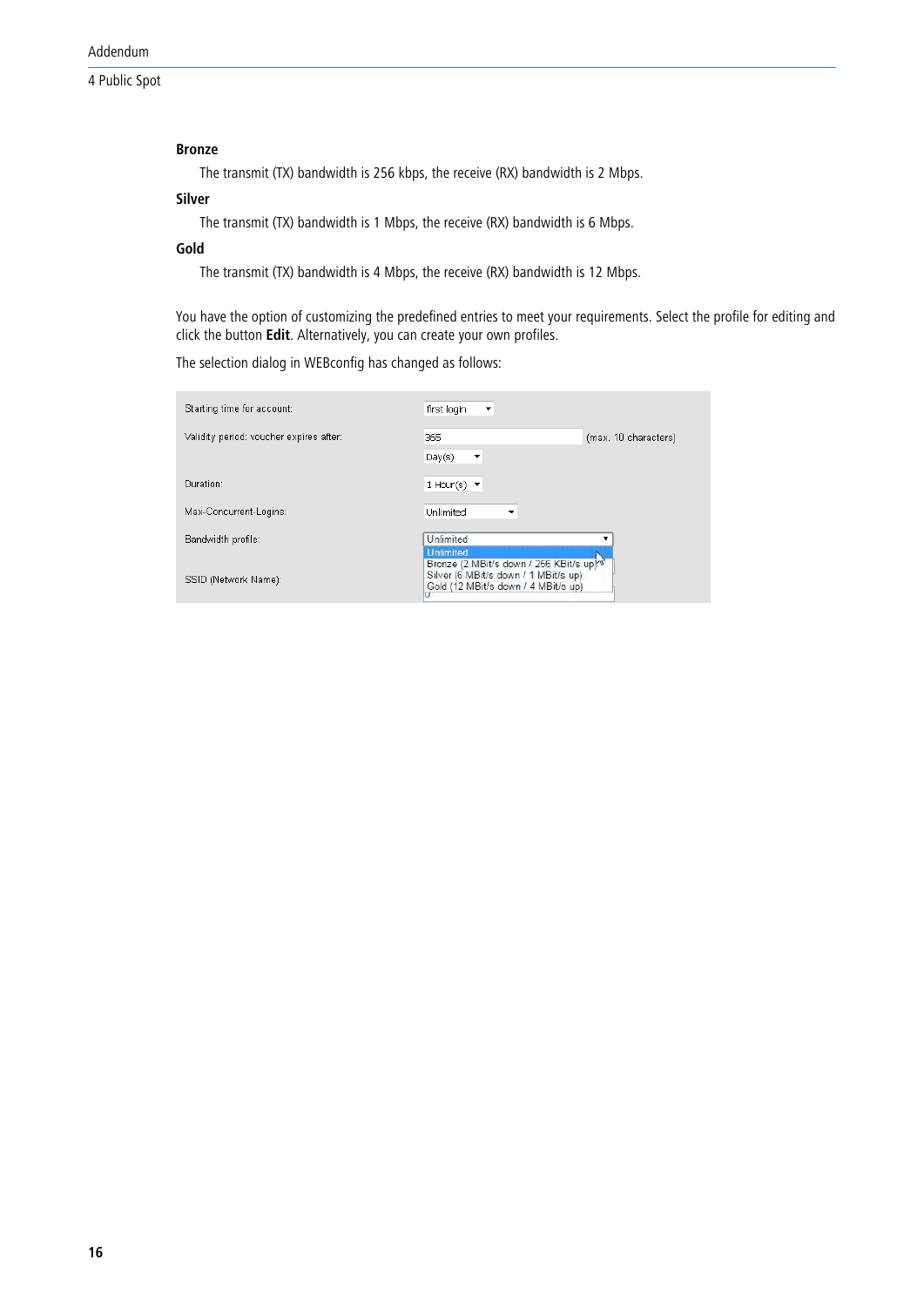**Bronze**

The transmit (TX) bandwidth is 256 kbps, the receive (RX) bandwidth is 2 Mbps.

**Silver**

The transmit (TX) bandwidth is 1 Mbps, the receive (RX) bandwidth is 6 Mbps.

**Gold**

The transmit (TX) bandwidth is 4 Mbps, the receive (RX) bandwidth is 12 Mbps.

You have the option of customizing the predefined entries to meet your requirements. Select the profile for editing and click the button **Edit**. Alternatively, you can create your own profiles.

The selection dialog in WEBconfig has changed as follows: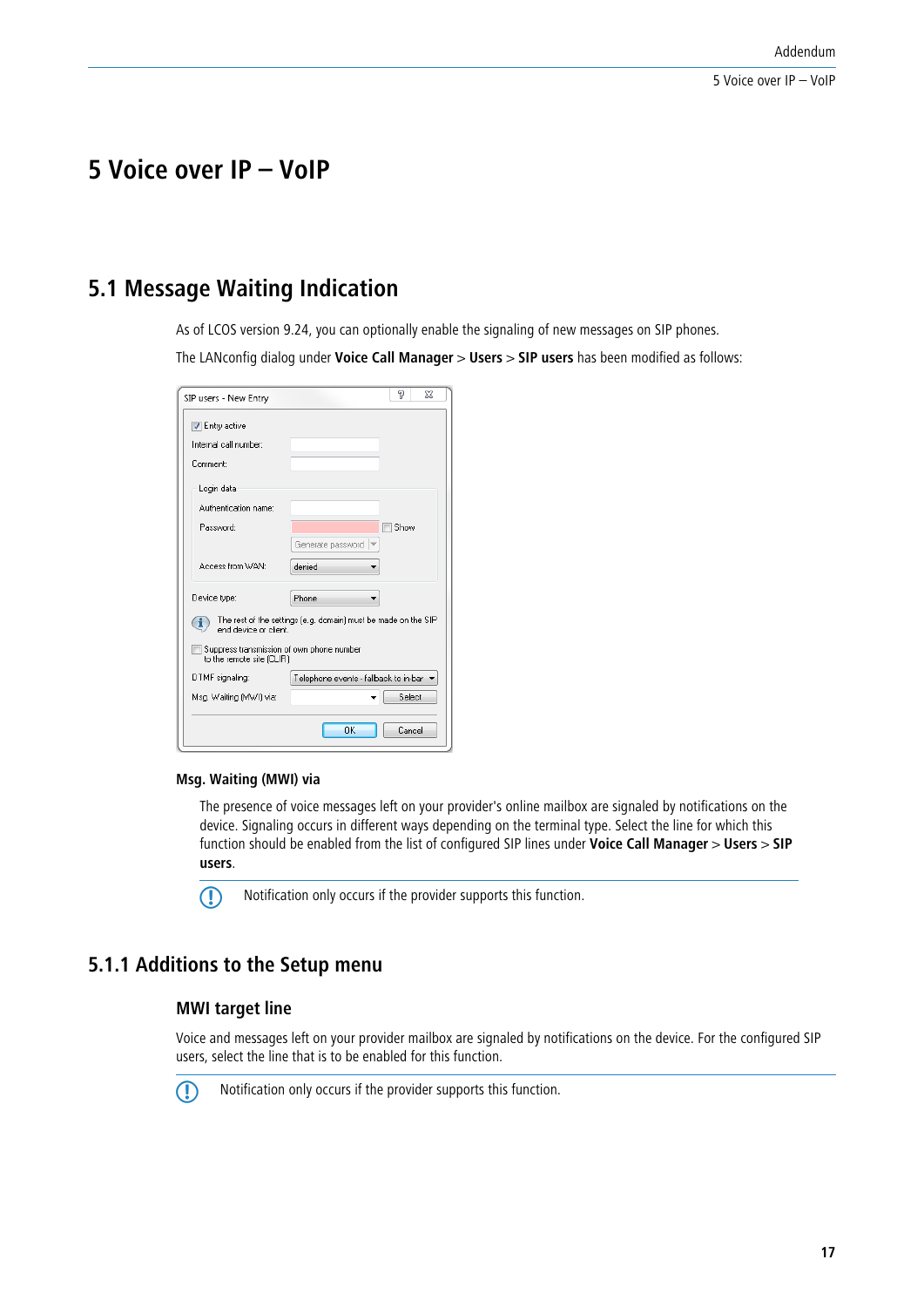# 5 Voice over IP – VoIP

## 5.1 Message Waiting Indication

As of LCOS version 9.24, you can optionally enable the signaling of new messages on SIP phones.

The LANconfig dialog under **Voice Call Manager** > **Users** > **SIP users** has been modified as follows:

SIP users - New Entry

- [x] Entry active

Internal call number:

Comment:

Login data

Authentication name:

Password: [ ] Show

Generate password

Access from WAN: denied

Device type: Phone

The rest of the settings (e.g. domain) must be made on the SIP end device or client.

- [ ] Suppress transmission of own phone number to the remote site (CLIR)

DTMF signaling: Telephone events - fallback to in bar

Msg. Waiting (MWI) via: Select

OK Cancel

### Msg. Waiting (MWI) via

The presence of voice messages left on your provider's online mailbox are signaled by notifications on the device. Signaling occurs in different ways depending on the terminal type. Select the line for which this function should be enabled from the list of configured SIP lines under **Voice Call Manager** > **Users** > **SIP users**.

Notification only occurs if the provider supports this function.

## 5.1.1 Additions to the Setup menu

### MWI target line

Voice and messages left on your provider mailbox are signaled by notifications on the device. For the configured SIP users, select the line that is to be enabled for this function.

Notification only occurs if the provider supports this function.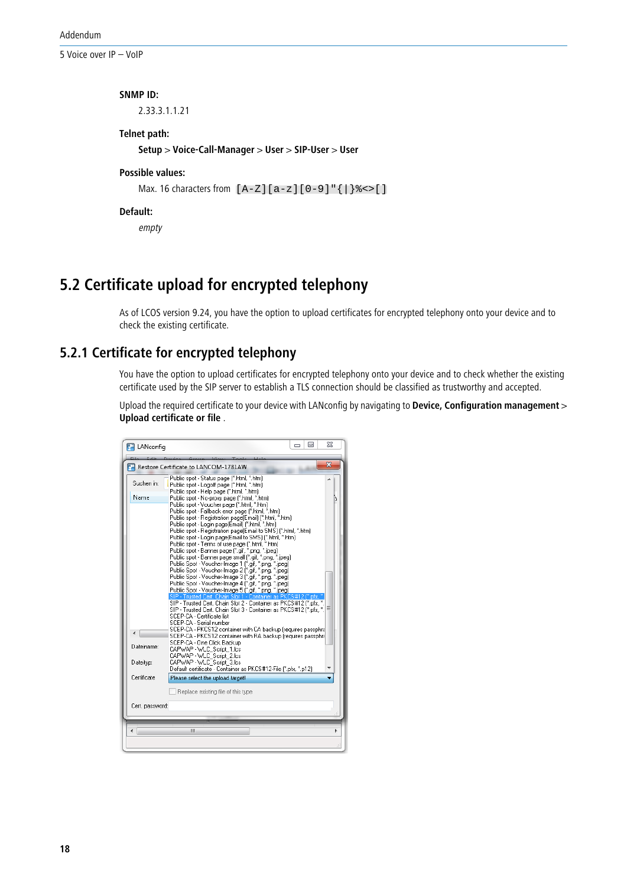**SNMP ID:**

2.33.3.1.1.21

**Telnet path:**

**Setup** > **Voice-Call-Manager** > **User** > **SIP-User** > **User**

**Possible values:**

Max. 16 characters from `[A-Z][a-z][0-9]"{|}%<>[]`

**Default:**

*empty*

## 5.2 Certificate upload for encrypted telephony

As of LCOS version 9.24, you have the option to upload certificates for encrypted telephony onto your device and to check the existing certificate.

### 5.2.1 Certificate for encrypted telephony

You have the option to upload certificates for encrypted telephony onto your device and to check whether the existing certificate used by the SIP server to establish a TLS connection should be classified as trustworthy and accepted.

Upload the required certificate to your device with LANconfig by navigating to **Device, Configuration management** > **Upload certificate or file** .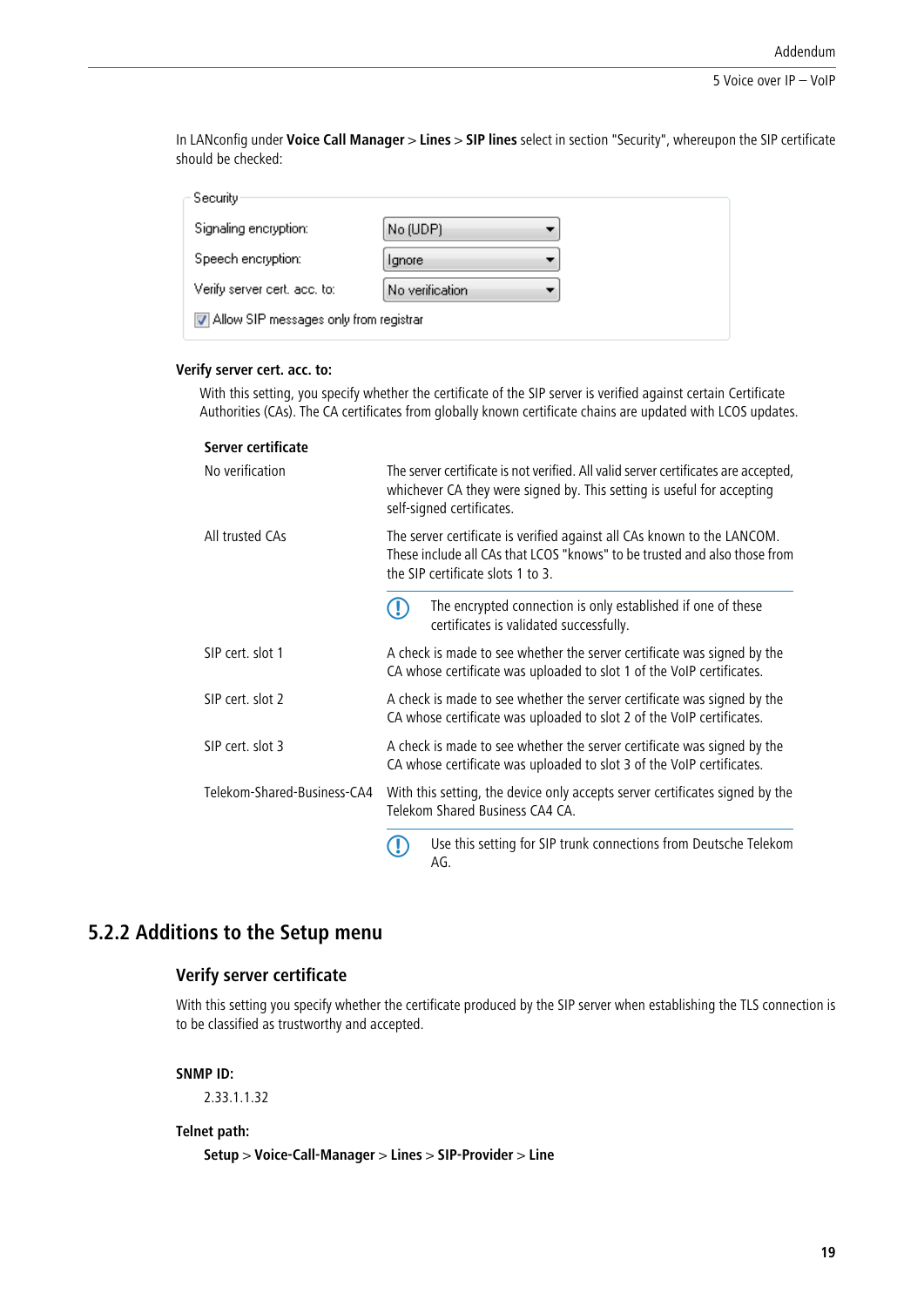In LANconfig under **Voice Call Manager** > **Lines** > **SIP lines** select in section "Security", whereupon the SIP certificate should be checked:

Security

| | |
|---|---|
| Signaling encryption: | No (UDP) |
| Speech encryption: | Ignore |
| Verify server cert. acc. to: | No verification |

☑ Allow SIP messages only from registrar

**Verify server cert. acc. to:**

With this setting, you specify whether the certificate of the SIP server is verified against certain Certificate Authorities (CAs). The CA certificates from globally known certificate chains are updated with LCOS updates.

| Server certificate | |
|---|---|
| No verification | The server certificate is not verified. All valid server certificates are accepted, whichever CA they were signed by. This setting is useful for accepting self-signed certificates. |
| All trusted CAs | The server certificate is verified against all CAs known to the LANCOM. These include all CAs that LCOS "knows" to be trusted and also those from the SIP certificate slots 1 to 3.<br>The encrypted connection is only established if one of these certificates is validated successfully. |
| SIP cert. slot 1 | A check is made to see whether the server certificate was signed by the CA whose certificate was uploaded to slot 1 of the VoIP certificates. |
| SIP cert. slot 2 | A check is made to see whether the server certificate was signed by the CA whose certificate was uploaded to slot 2 of the VoIP certificates. |
| SIP cert. slot 3 | A check is made to see whether the server certificate was signed by the CA whose certificate was uploaded to slot 3 of the VoIP certificates. |
| Telekom-Shared-Business-CA4 | With this setting, the device only accepts server certificates signed by the Telekom Shared Business CA4 CA.<br>Use this setting for SIP trunk connections from Deutsche Telekom AG. |

## 5.2.2 Additions to the Setup menu

### Verify server certificate

With this setting you specify whether the certificate produced by the SIP server when establishing the TLS connection is to be classified as trustworthy and accepted.

**SNMP ID:**

2.33.1.1.32

**Telnet path:**

**Setup** > **Voice-Call-Manager** > **Lines** > **SIP-Provider** > **Line**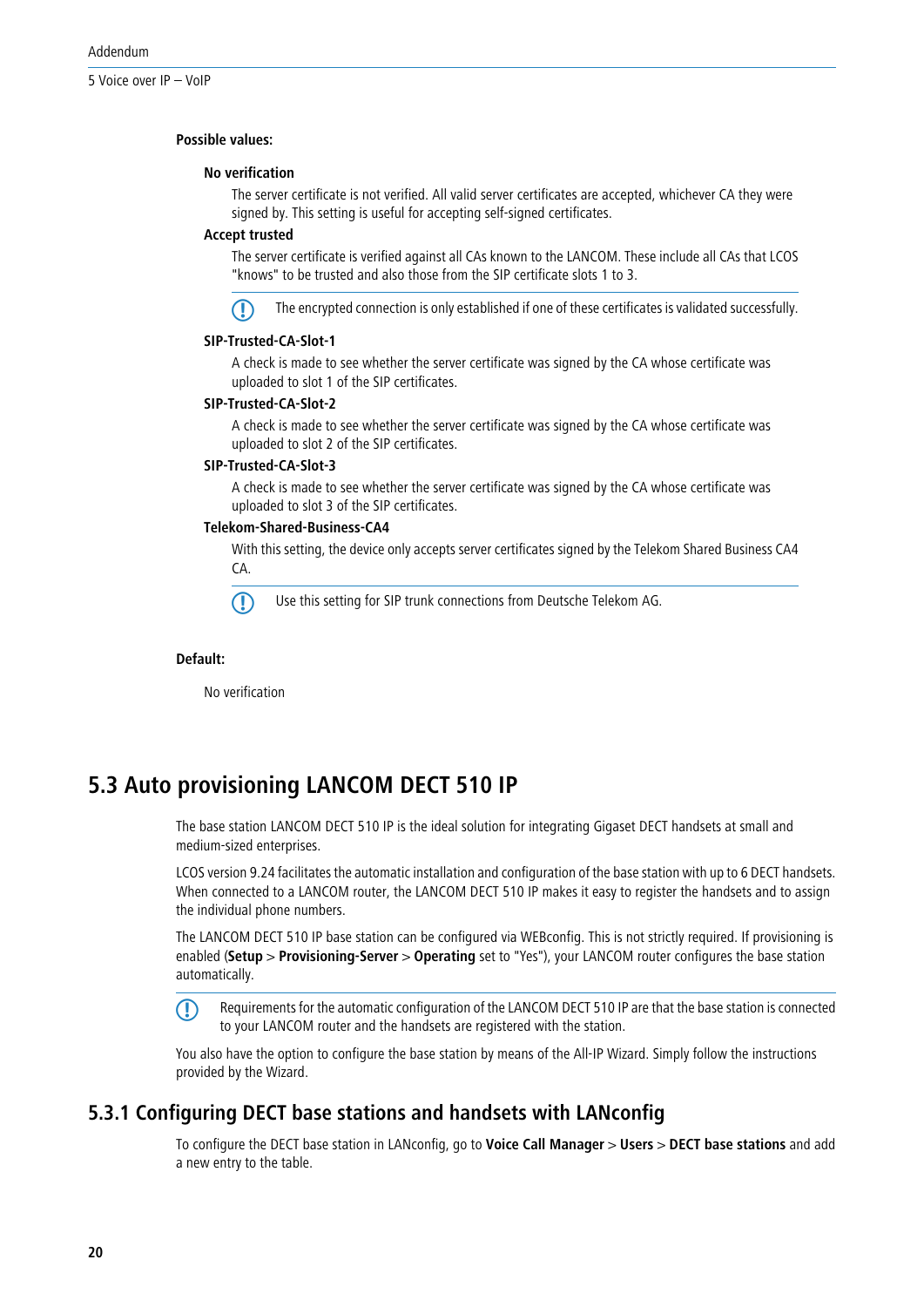**Possible values:**

**No verification**

The server certificate is not verified. All valid server certificates are accepted, whichever CA they were signed by. This setting is useful for accepting self-signed certificates.

**Accept trusted**

The server certificate is verified against all CAs known to the LANCOM. These include all CAs that LCOS "knows" to be trusted and also those from the SIP certificate slots 1 to 3.

> The encrypted connection is only established if one of these certificates is validated successfully.

**SIP-Trusted-CA-Slot-1**

A check is made to see whether the server certificate was signed by the CA whose certificate was uploaded to slot 1 of the SIP certificates.

**SIP-Trusted-CA-Slot-2**

A check is made to see whether the server certificate was signed by the CA whose certificate was uploaded to slot 2 of the SIP certificates.

**SIP-Trusted-CA-Slot-3**

A check is made to see whether the server certificate was signed by the CA whose certificate was uploaded to slot 3 of the SIP certificates.

**Telekom-Shared-Business-CA4**

With this setting, the device only accepts server certificates signed by the Telekom Shared Business CA4 CA.

> Use this setting for SIP trunk connections from Deutsche Telekom AG.

**Default:**

No verification

## 5.3 Auto provisioning LANCOM DECT 510 IP

The base station LANCOM DECT 510 IP is the ideal solution for integrating Gigaset DECT handsets at small and medium-sized enterprises.

LCOS version 9.24 facilitates the automatic installation and configuration of the base station with up to 6 DECT handsets. When connected to a LANCOM router, the LANCOM DECT 510 IP makes it easy to register the handsets and to assign the individual phone numbers.

The LANCOM DECT 510 IP base station can be configured via WEBconfig. This is not strictly required. If provisioning is enabled (**Setup** > **Provisioning-Server** > **Operating** set to "Yes"), your LANCOM router configures the base station automatically.

> Requirements for the automatic configuration of the LANCOM DECT 510 IP are that the base station is connected to your LANCOM router and the handsets are registered with the station.

You also have the option to configure the base station by means of the All-IP Wizard. Simply follow the instructions provided by the Wizard.

### 5.3.1 Configuring DECT base stations and handsets with LANconfig

To configure the DECT base station in LANconfig, go to **Voice Call Manager** > **Users** > **DECT base stations** and add a new entry to the table.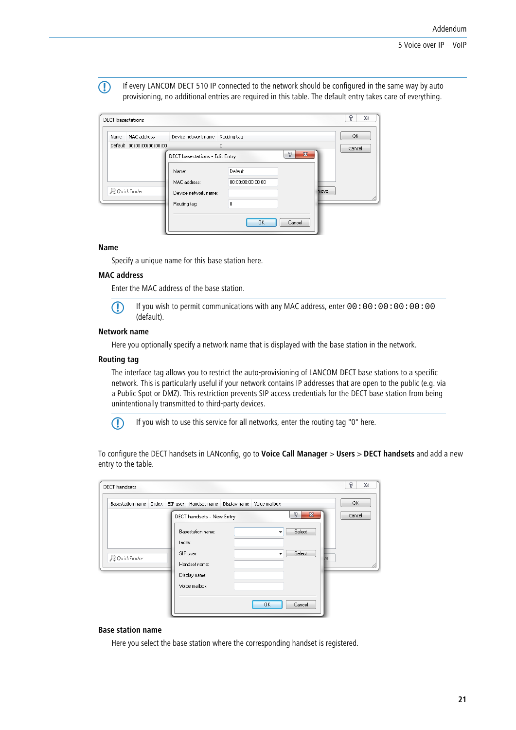If every LANCOM DECT 510 IP connected to the network should be configured in the same way by auto provisioning, no additional entries are required in this table. The default entry takes care of everything.

### Name

Specify a unique name for this base station here.

### MAC address

Enter the MAC address of the base station.

If you wish to permit communications with any MAC address, enter `00:00:00:00:00:00` (default).

### Network name

Here you optionally specify a network name that is displayed with the base station in the network.

### Routing tag

The interface tag allows you to restrict the auto-provisioning of LANCOM DECT base stations to a specific network. This is particularly useful if your network contains IP addresses that are open to the public (e.g. via a Public Spot or DMZ). This restriction prevents SIP access credentials for the DECT base station from being unintentionally transmitted to third-party devices.

If you wish to use this service for all networks, enter the routing tag "0" here.

To configure the DECT handsets in LANconfig, go to **Voice Call Manager** > **Users** > **DECT handsets** and add a new entry to the table.

### Base station name

Here you select the base station where the corresponding handset is registered.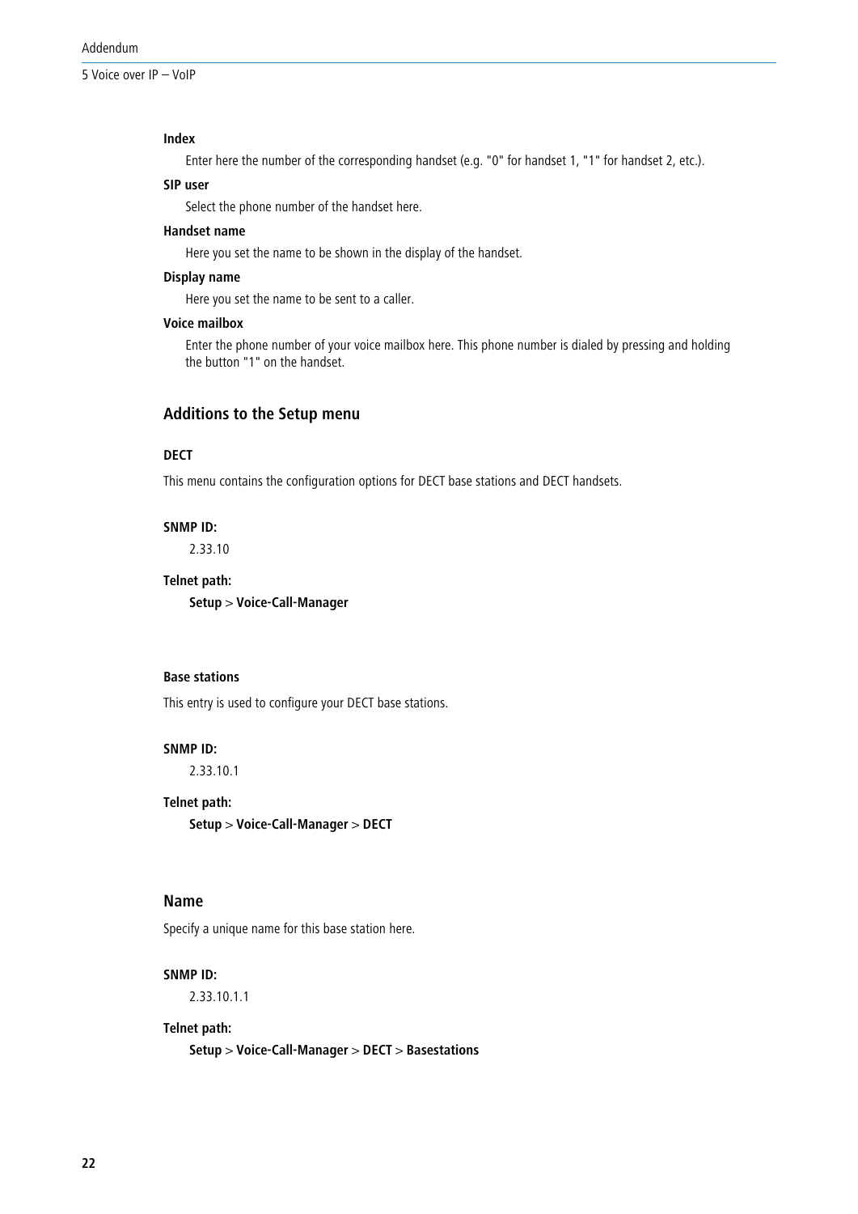**Index**

Enter here the number of the corresponding handset (e.g. "0" for handset 1, "1" for handset 2, etc.).

**SIP user**

Select the phone number of the handset here.

**Handset name**

Here you set the name to be shown in the display of the handset.

**Display name**

Here you set the name to be sent to a caller.

**Voice mailbox**

Enter the phone number of your voice mailbox here. This phone number is dialed by pressing and holding the button "1" on the handset.

### Additions to the Setup menu

**DECT**

This menu contains the configuration options for DECT base stations and DECT handsets.

**SNMP ID:**

2.33.10

**Telnet path:**

**Setup** > **Voice-Call-Manager**

**Base stations**

This entry is used to configure your DECT base stations.

**SNMP ID:**

2.33.10.1

**Telnet path:**

**Setup** > **Voice-Call-Manager** > **DECT**

### Name

Specify a unique name for this base station here.

**SNMP ID:**

2.33.10.1.1

**Telnet path:**

**Setup** > **Voice-Call-Manager** > **DECT** > **Basestations**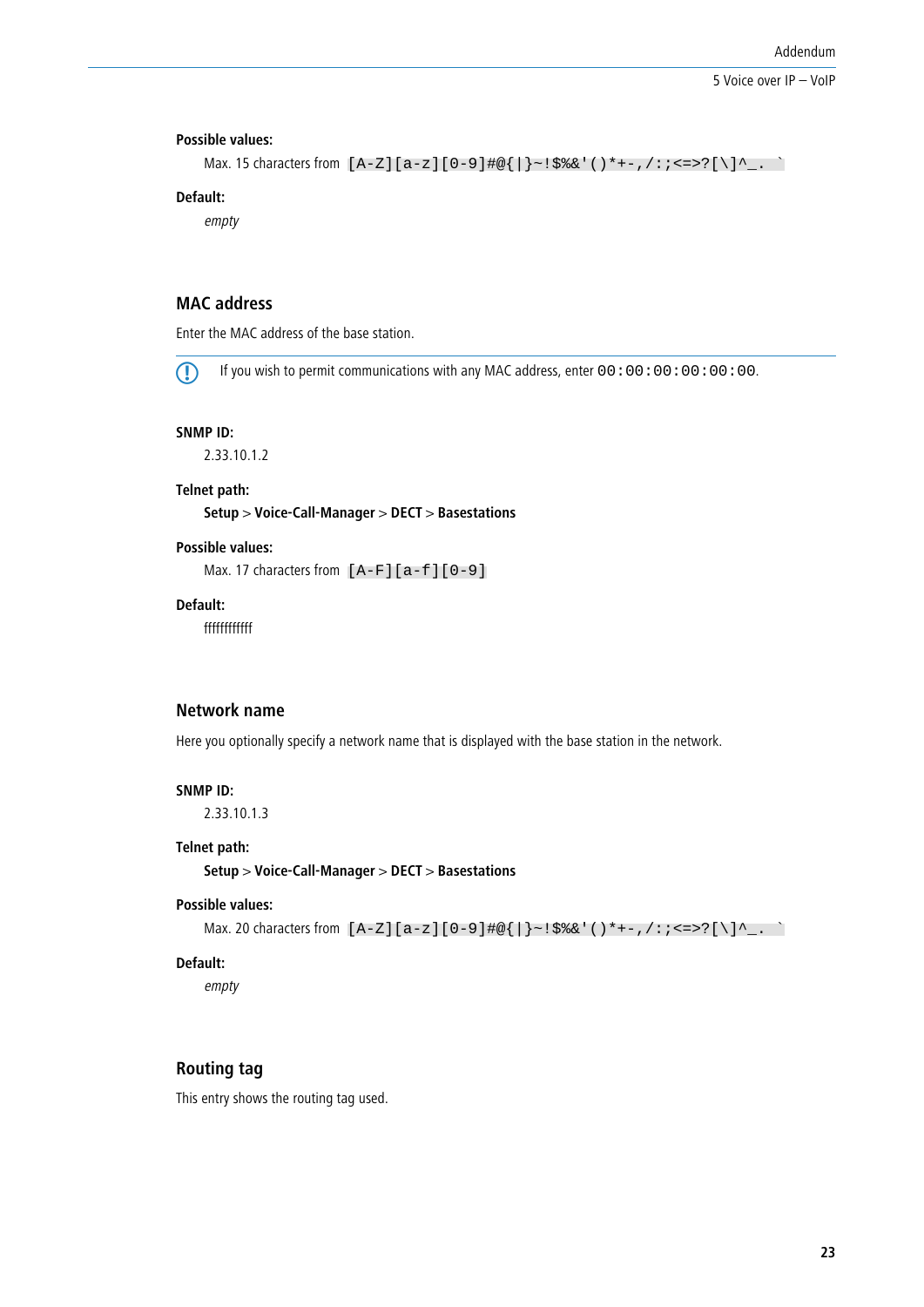**Possible values:**

Max. 15 characters from `[A-Z][a-z][0-9]#@{|}~!$%&'()*+-,/:;<=>?[\]^_. `` 

**Default:**

*empty*

## MAC address

Enter the MAC address of the base station.

If you wish to permit communications with any MAC address, enter `00:00:00:00:00:00`.

**SNMP ID:**

2.33.10.1.2

**Telnet path:**

**Setup** > **Voice-Call-Manager** > **DECT** > **Basestations**

**Possible values:**

Max. 17 characters from `[A-F][a-f][0-9]`

**Default:**

ffffffffffff

## Network name

Here you optionally specify a network name that is displayed with the base station in the network.

**SNMP ID:**

2.33.10.1.3

**Telnet path:**

**Setup** > **Voice-Call-Manager** > **DECT** > **Basestations**

**Possible values:**

Max. 20 characters from `[A-Z][a-z][0-9]#@{|}~!$%&'()*+-,/:;<=>?[\]^_. `` 

**Default:**

*empty*

## Routing tag

This entry shows the routing tag used.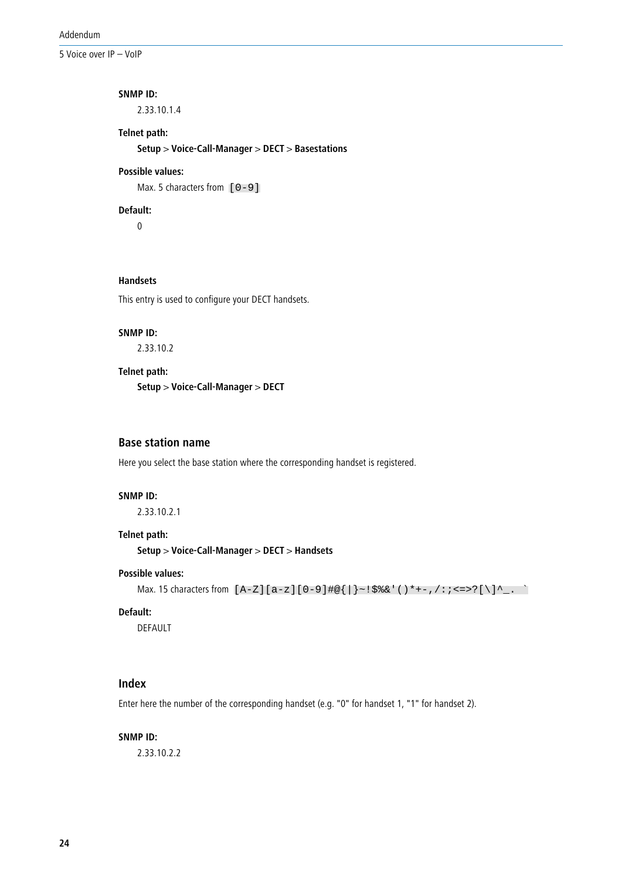**SNMP ID:**

2.33.10.1.4

**Telnet path:**

**Setup** > **Voice-Call-Manager** > **DECT** > **Basestations**

**Possible values:**

Max. 5 characters from `[0-9]`

**Default:**

0

**Handsets**

This entry is used to configure your DECT handsets.

**SNMP ID:**

2.33.10.2

**Telnet path:**

**Setup** > **Voice-Call-Manager** > **DECT**

### Base station name

Here you select the base station where the corresponding handset is registered.

**SNMP ID:**

2.33.10.2.1

**Telnet path:**

**Setup** > **Voice-Call-Manager** > **DECT** > **Handsets**

**Possible values:**

Max. 15 characters from `[A-Z][a-z][0-9]#@{|}~!$%&'()*+-,/:;<=>?[\]^_. `` `

**Default:**

DEFAULT

### Index

Enter here the number of the corresponding handset (e.g. "0" for handset 1, "1" for handset 2).

**SNMP ID:**

2.33.10.2.2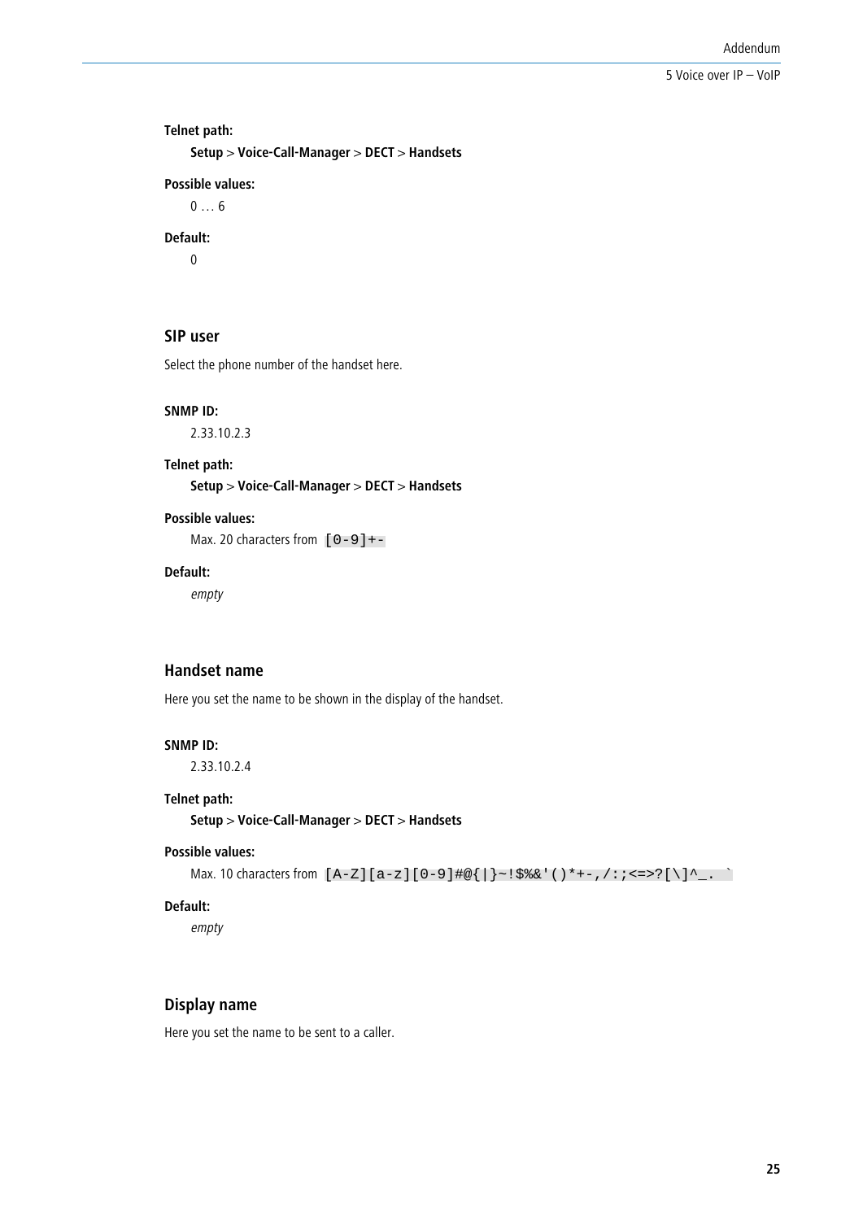**Telnet path:**

**Setup** > **Voice-Call-Manager** > **DECT** > **Handsets**

**Possible values:**

0 … 6

**Default:**

0

### SIP user

Select the phone number of the handset here.

**SNMP ID:**

2.33.10.2.3

**Telnet path:**

**Setup** > **Voice-Call-Manager** > **DECT** > **Handsets**

**Possible values:**

Max. 20 characters from `[0-9]+-`

**Default:**

*empty*

### Handset name

Here you set the name to be shown in the display of the handset.

**SNMP ID:**

2.33.10.2.4

**Telnet path:**

**Setup** > **Voice-Call-Manager** > **DECT** > **Handsets**

**Possible values:**

Max. 10 characters from ``[A-Z][a-z][0-9]#@{|}~!$%&'()*+-,/:;<=>?[\]^_. ` ``

**Default:**

*empty*

### Display name

Here you set the name to be sent to a caller.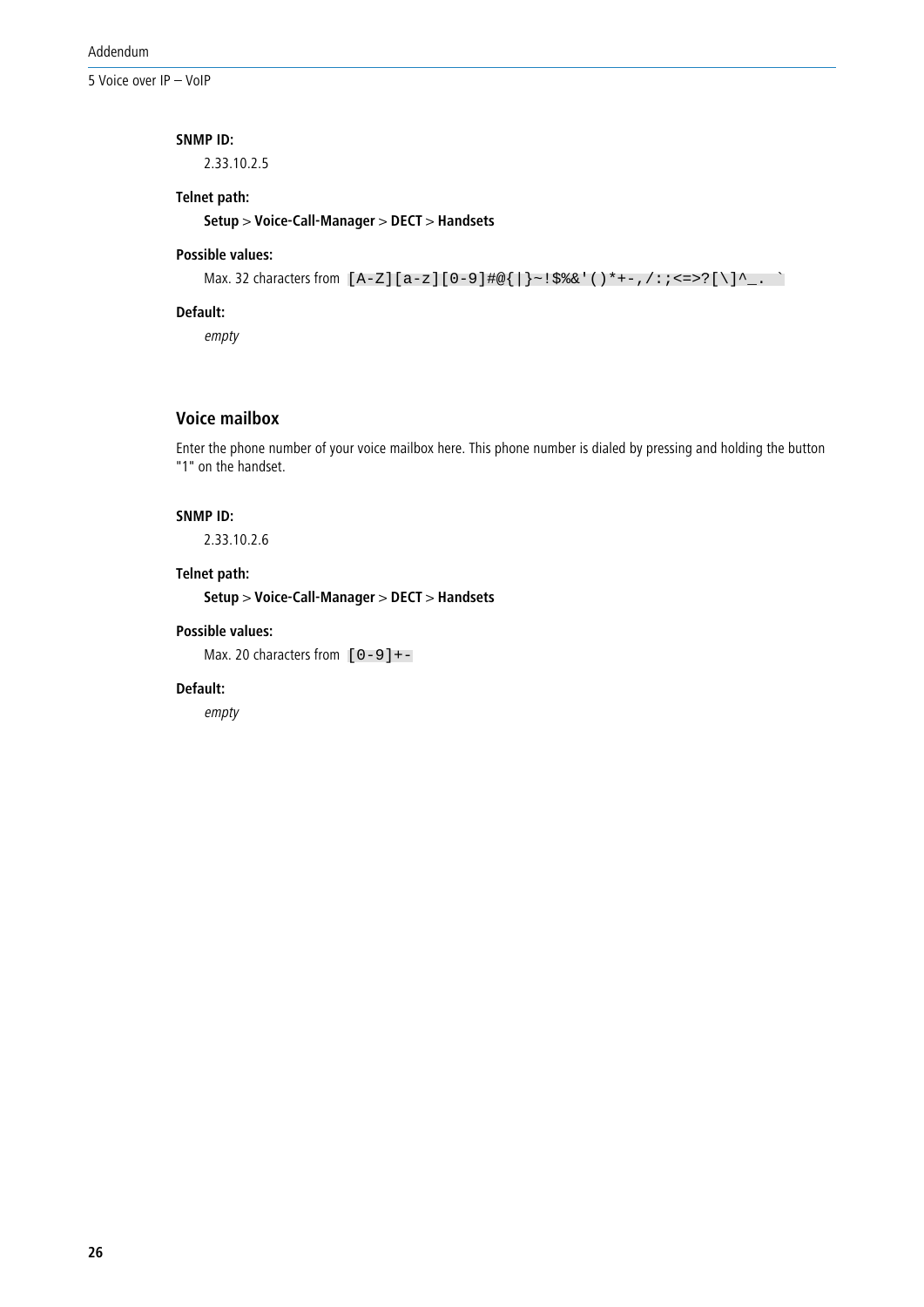**SNMP ID:**

2.33.10.2.5

**Telnet path:**

**Setup** > **Voice-Call-Manager** > **DECT** > **Handsets**

**Possible values:**

Max. 32 characters from `[A-Z][a-z][0-9]#@{|}~!$%&'()*+-,/:;<=>?[\]^_. `` 

**Default:**

*empty*

### Voice mailbox

Enter the phone number of your voice mailbox here. This phone number is dialed by pressing and holding the button "1" on the handset.

**SNMP ID:**

2.33.10.2.6

**Telnet path:**

**Setup** > **Voice-Call-Manager** > **DECT** > **Handsets**

**Possible values:**

Max. 20 characters from `[0-9]+-`

**Default:**

*empty*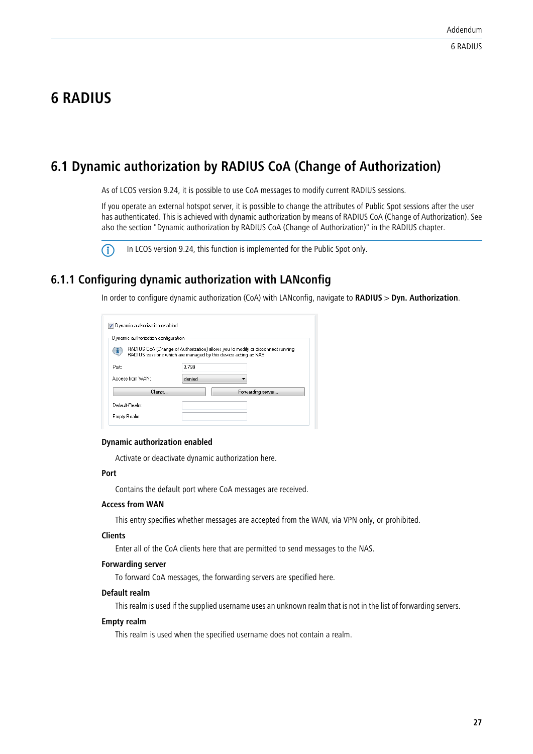# 6 RADIUS

## 6.1 Dynamic authorization by RADIUS CoA (Change of Authorization)

As of LCOS version 9.24, it is possible to use CoA messages to modify current RADIUS sessions.

If you operate an external hotspot server, it is possible to change the attributes of Public Spot sessions after the user has authenticated. This is achieved with dynamic authorization by means of RADIUS CoA (Change of Authorization). See also the section "Dynamic authorization by RADIUS CoA (Change of Authorization)" in the RADIUS chapter.

In LCOS version 9.24, this function is implemented for the Public Spot only.

### 6.1.1 Configuring dynamic authorization with LANconfig

In order to configure dynamic authorization (CoA) with LANconfig, navigate to **RADIUS** > **Dyn. Authorization**.

**Dynamic authorization enabled**

Activate or deactivate dynamic authorization here.

**Port**

Contains the default port where CoA messages are received.

**Access from WAN**

This entry specifies whether messages are accepted from the WAN, via VPN only, or prohibited.

**Clients**

Enter all of the CoA clients here that are permitted to send messages to the NAS.

**Forwarding server**

To forward CoA messages, the forwarding servers are specified here.

**Default realm**

This realm is used if the supplied username uses an unknown realm that is not in the list of forwarding servers.

**Empty realm**

This realm is used when the specified username does not contain a realm.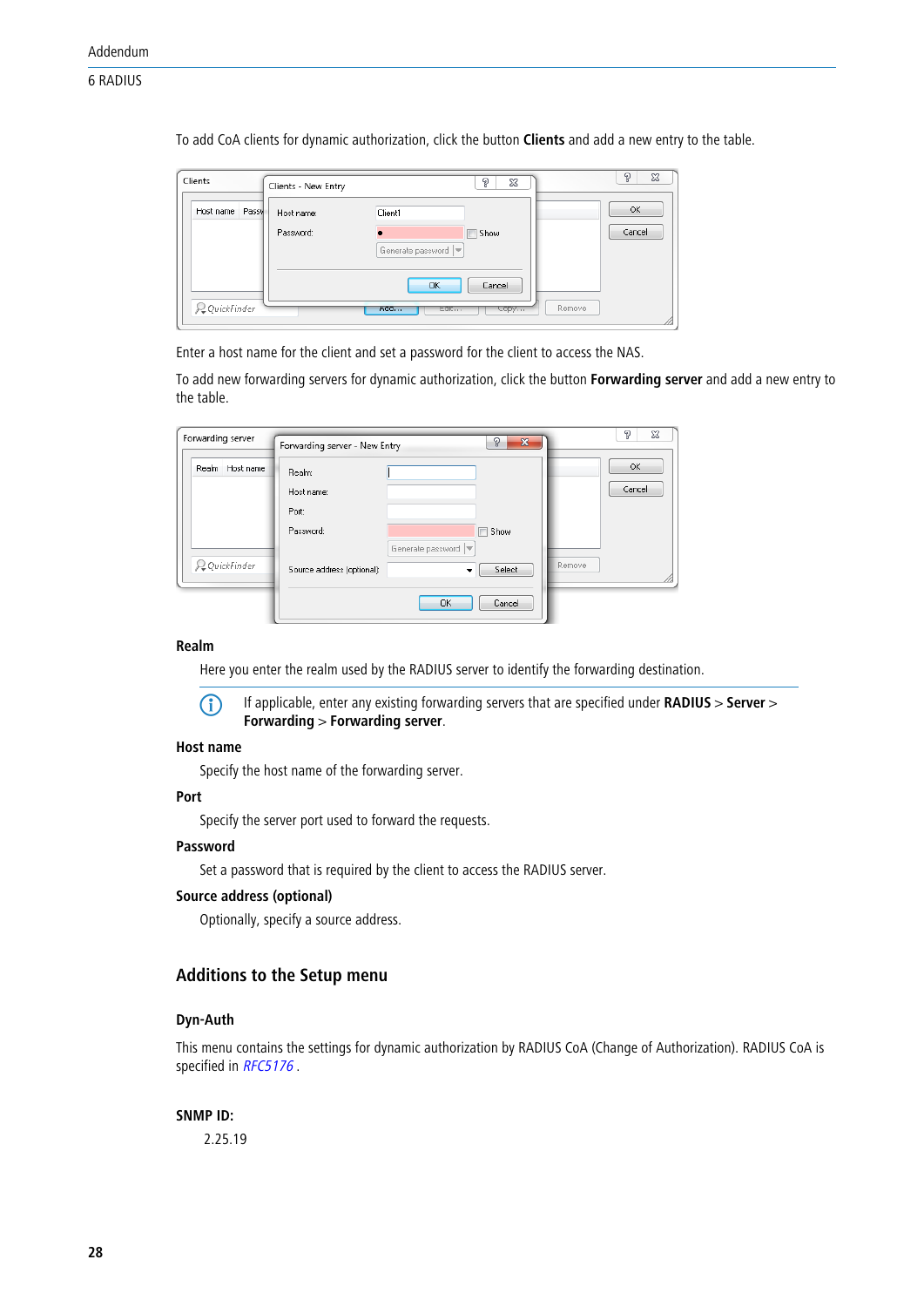To add CoA clients for dynamic authorization, click the button **Clients** and add a new entry to the table.

Enter a host name for the client and set a password for the client to access the NAS.

To add new forwarding servers for dynamic authorization, click the button **Forwarding server** and add a new entry to the table.

**Realm**

Here you enter the realm used by the RADIUS server to identify the forwarding destination.

If applicable, enter any existing forwarding servers that are specified under **RADIUS** > **Server** > **Forwarding** > **Forwarding server**.

**Host name**

Specify the host name of the forwarding server.

**Port**

Specify the server port used to forward the requests.

**Password**

Set a password that is required by the client to access the RADIUS server.

**Source address (optional)**

Optionally, specify a source address.

## Additions to the Setup menu

### Dyn-Auth

This menu contains the settings for dynamic authorization by RADIUS CoA (Change of Authorization). RADIUS CoA is specified in *RFC5176* .

**SNMP ID:**

2.25.19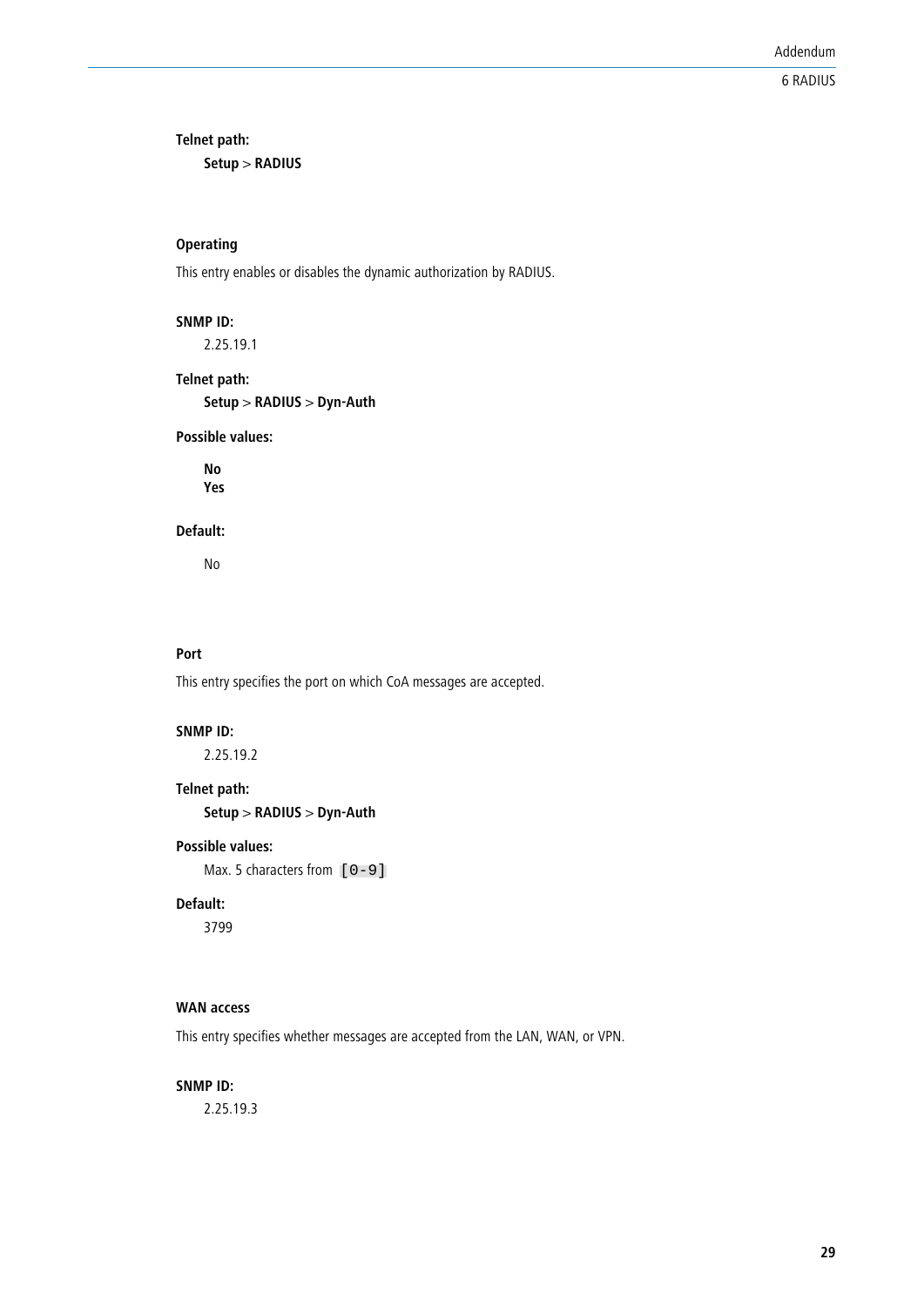**Telnet path:**

**Setup** > **RADIUS**

#### Operating

This entry enables or disables the dynamic authorization by RADIUS.

**SNMP ID:**

2.25.19.1

**Telnet path:**

**Setup** > **RADIUS** > **Dyn-Auth**

**Possible values:**

**No**
**Yes**

**Default:**

No

#### Port

This entry specifies the port on which CoA messages are accepted.

**SNMP ID:**

2.25.19.2

**Telnet path:**

**Setup** > **RADIUS** > **Dyn-Auth**

**Possible values:**

Max. 5 characters from `[0-9]`

**Default:**

3799

#### WAN access

This entry specifies whether messages are accepted from the LAN, WAN, or VPN.

**SNMP ID:**

2.25.19.3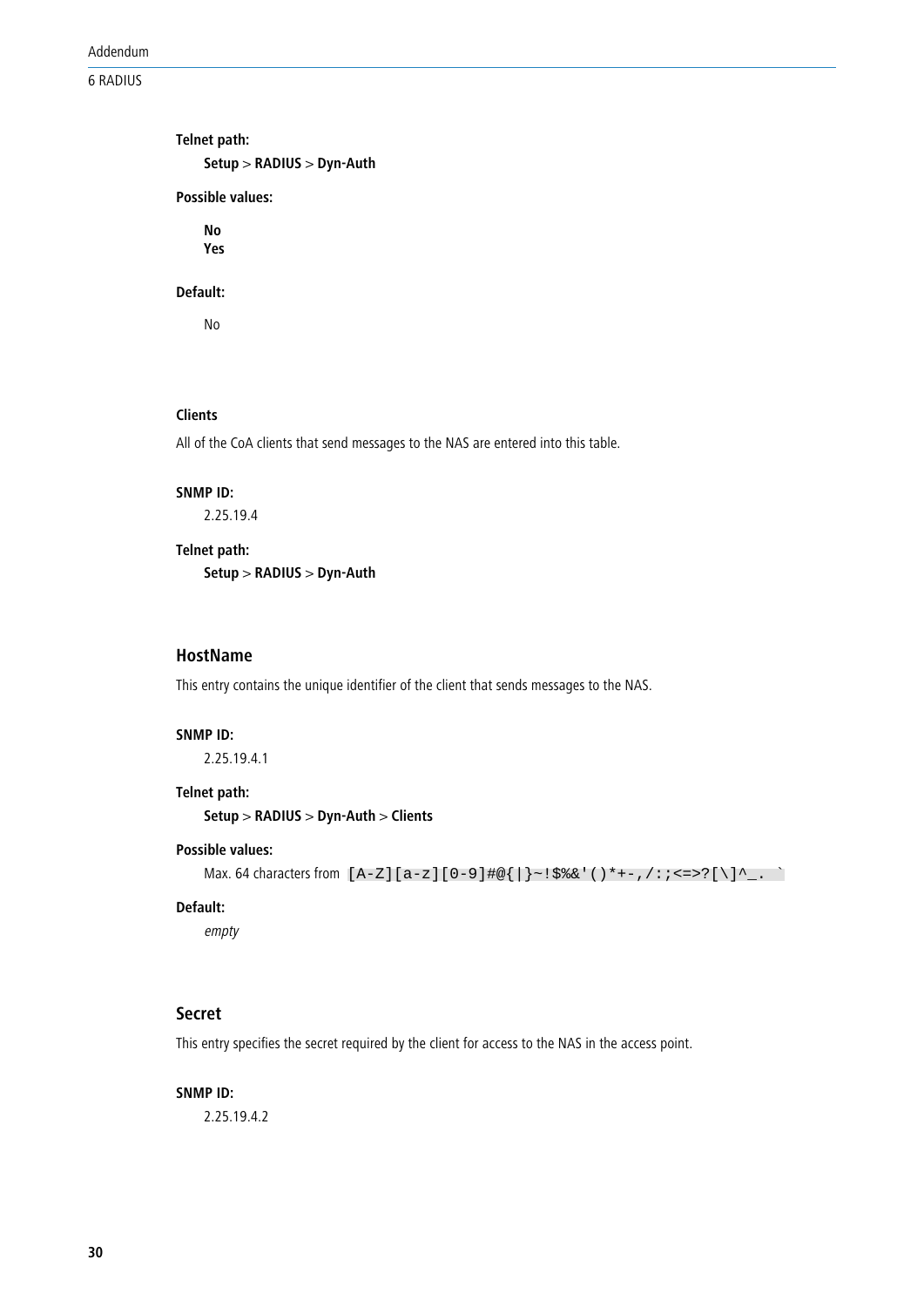**Telnet path:**

**Setup** > **RADIUS** > **Dyn-Auth**

**Possible values:**

**No**
**Yes**

**Default:**

No

**Clients**

All of the CoA clients that send messages to the NAS are entered into this table.

**SNMP ID:**

2.25.19.4

**Telnet path:**

**Setup** > **RADIUS** > **Dyn-Auth**

### HostName

This entry contains the unique identifier of the client that sends messages to the NAS.

**SNMP ID:**

2.25.19.4.1

**Telnet path:**

**Setup** > **RADIUS** > **Dyn-Auth** > **Clients**

**Possible values:**

Max. 64 characters from `[A-Z][a-z][0-9]#@{|}~!$%&'()*+-,/:;<=>?[\]^_. `` 

**Default:**

*empty*

### Secret

This entry specifies the secret required by the client for access to the NAS in the access point.

**SNMP ID:**

2.25.19.4.2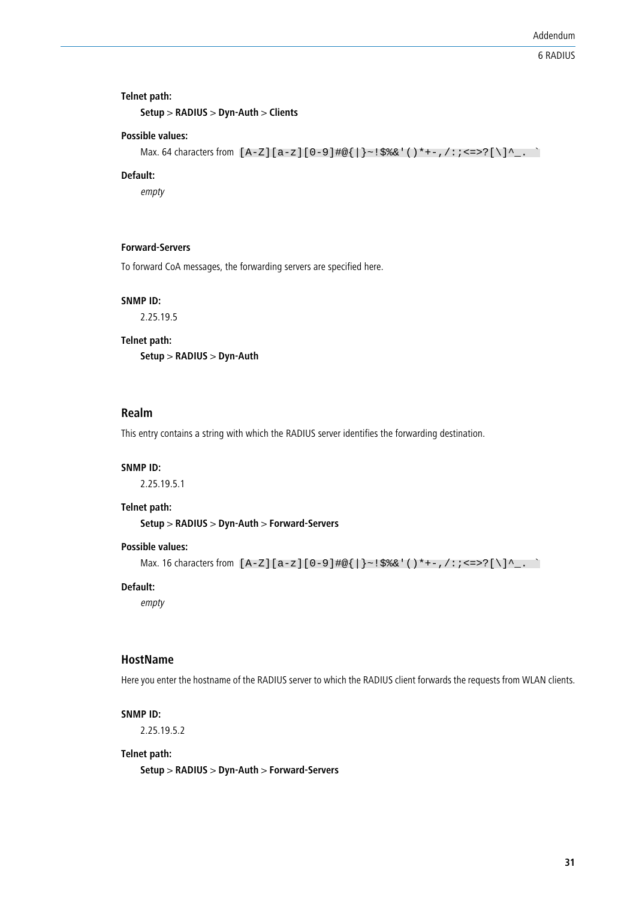**Telnet path:**

**Setup** > **RADIUS** > **Dyn-Auth** > **Clients**

**Possible values:**

Max. 64 characters from `[A-Z][a-z][0-9]#@{|}~!$%&'()*+-,/:;<=>?[\]^_. `` `

**Default:**

*empty*

#### Forward-Servers

To forward CoA messages, the forwarding servers are specified here.

**SNMP ID:**

2.25.19.5

**Telnet path:**

**Setup** > **RADIUS** > **Dyn-Auth**

### Realm

This entry contains a string with which the RADIUS server identifies the forwarding destination.

**SNMP ID:**

2.25.19.5.1

**Telnet path:**

**Setup** > **RADIUS** > **Dyn-Auth** > **Forward-Servers**

**Possible values:**

Max. 16 characters from `[A-Z][a-z][0-9]#@{|}~!$%&'()*+-,/:;<=>?[\]^_. `` `

**Default:**

*empty*

### HostName

Here you enter the hostname of the RADIUS server to which the RADIUS client forwards the requests from WLAN clients.

**SNMP ID:**

2.25.19.5.2

**Telnet path:**

**Setup** > **RADIUS** > **Dyn-Auth** > **Forward-Servers**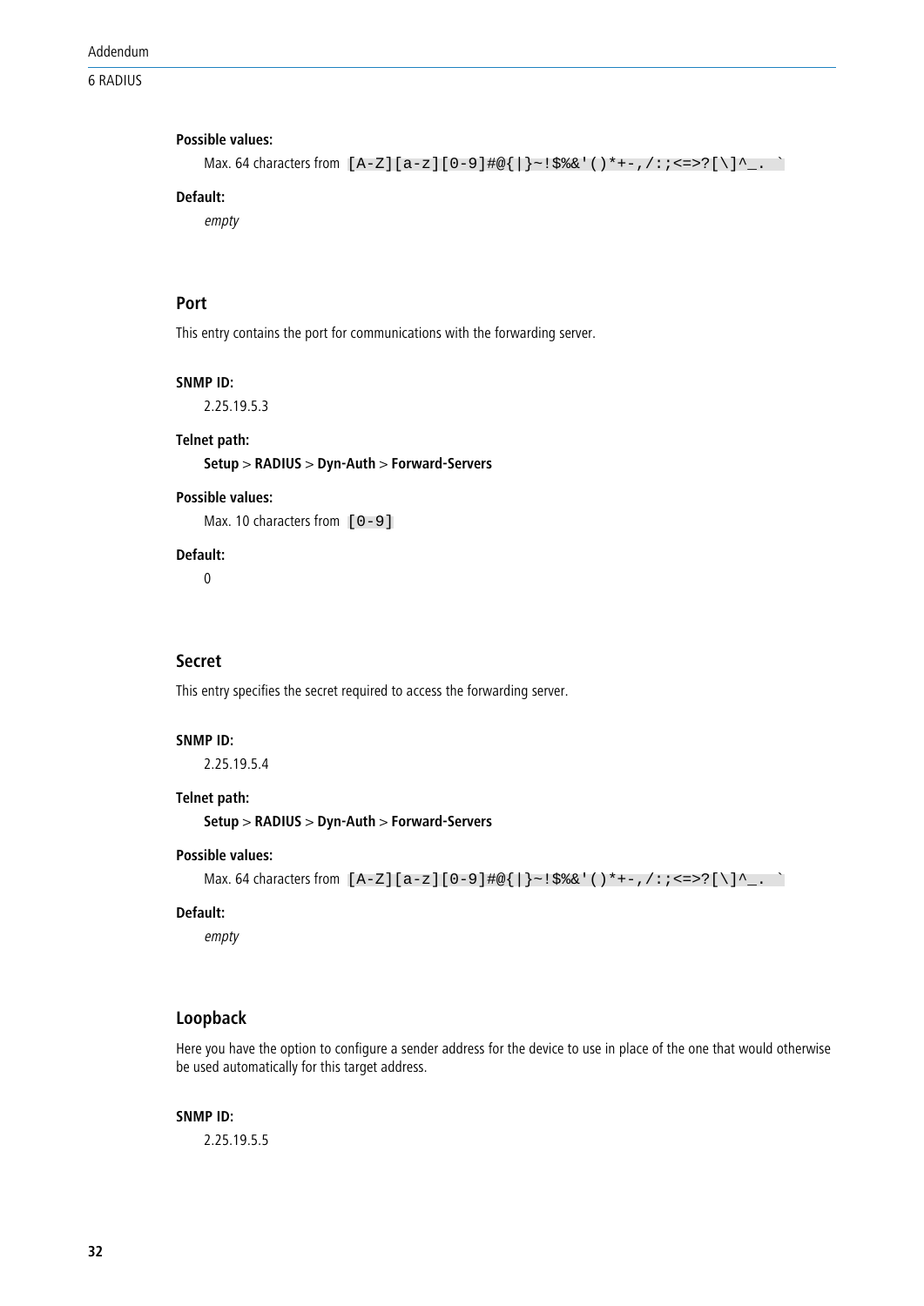**Possible values:**

Max. 64 characters from `[A-Z][a-z][0-9]#@{|}~!$%&'()*+-,/:;<=>?[\]^_. ``

**Default:**

*empty*

### Port

This entry contains the port for communications with the forwarding server.

**SNMP ID:**

2.25.19.5.3

**Telnet path:**

**Setup** > **RADIUS** > **Dyn-Auth** > **Forward-Servers**

**Possible values:**

Max. 10 characters from `[0-9]`

**Default:**

0

### Secret

This entry specifies the secret required to access the forwarding server.

**SNMP ID:**

2.25.19.5.4

**Telnet path:**

**Setup** > **RADIUS** > **Dyn-Auth** > **Forward-Servers**

**Possible values:**

Max. 64 characters from `[A-Z][a-z][0-9]#@{|}~!$%&'()*+-,/:;<=>?[\]^_. ``

**Default:**

*empty*

### Loopback

Here you have the option to configure a sender address for the device to use in place of the one that would otherwise be used automatically for this target address.

**SNMP ID:**

2.25.19.5.5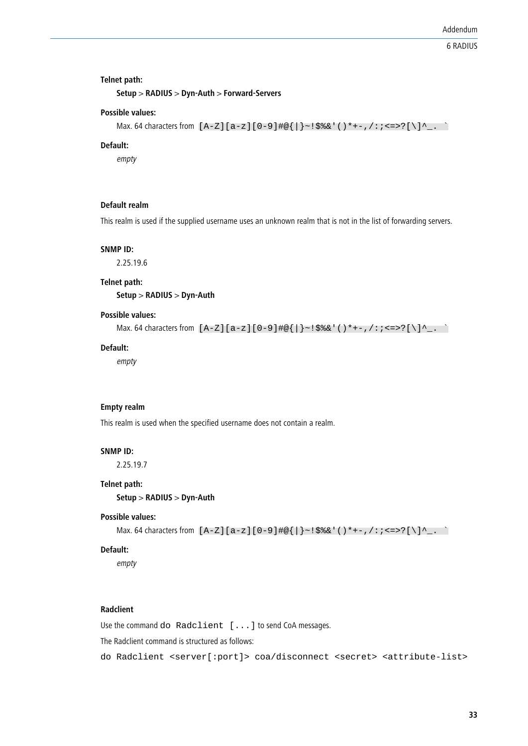**Telnet path:**

**Setup** > **RADIUS** > **Dyn-Auth** > **Forward-Servers**

**Possible values:**

Max. 64 characters from `[A-Z][a-z][0-9]#@{|}~!$%&'()*+-,/:;<=>?[\]^_. ``

**Default:**

*empty*

### Default realm

This realm is used if the supplied username uses an unknown realm that is not in the list of forwarding servers.

**SNMP ID:**

2.25.19.6

**Telnet path:**

**Setup** > **RADIUS** > **Dyn-Auth**

**Possible values:**

Max. 64 characters from `[A-Z][a-z][0-9]#@{|}~!$%&'()*+-,/:;<=>?[\]^_. ``

**Default:**

*empty*

### Empty realm

This realm is used when the specified username does not contain a realm.

**SNMP ID:**

2.25.19.7

**Telnet path:**

**Setup** > **RADIUS** > **Dyn-Auth**

**Possible values:**

Max. 64 characters from `[A-Z][a-z][0-9]#@{|}~!$%&'()*+-,/:;<=>?[\]^_. ``

**Default:**

*empty*

### Radclient

Use the command `do Radclient [...]` to send CoA messages.

The Radclient command is structured as follows:

```
do Radclient <server[:port]> coa/disconnect <secret> <attribute-list>
```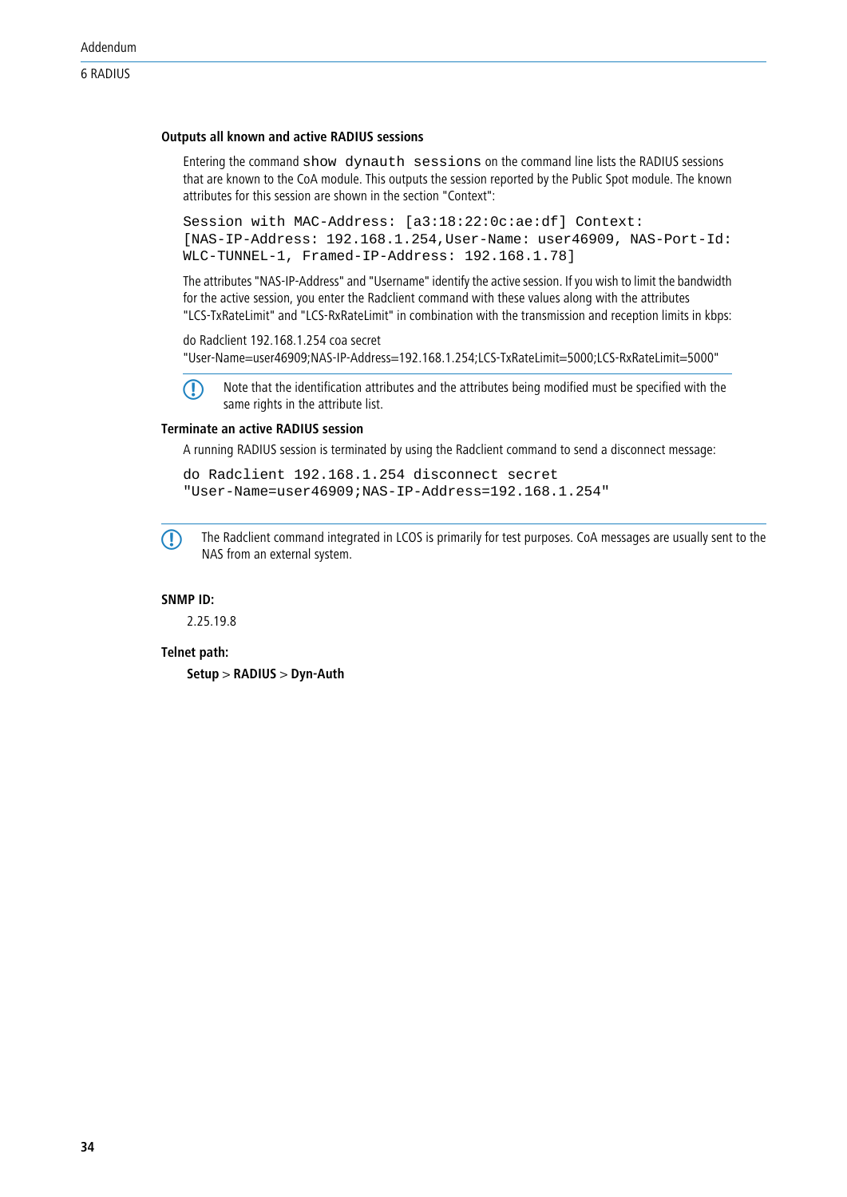#### Outputs all known and active RADIUS sessions

Entering the command `show dynauth sessions` on the command line lists the RADIUS sessions that are known to the CoA module. This outputs the session reported by the Public Spot module. The known attributes for this session are shown in the section "Context":

```
Session with MAC-Address: [a3:18:22:0c:ae:df] Context:
[NAS-IP-Address: 192.168.1.254,User-Name: user46909, NAS-Port-Id:
WLC-TUNNEL-1, Framed-IP-Address: 192.168.1.78]
```

The attributes "NAS-IP-Address" and "Username" identify the active session. If you wish to limit the bandwidth for the active session, you enter the Radclient command with these values along with the attributes "LCS-TxRateLimit" and "LCS-RxRateLimit" in combination with the transmission and reception limits in kbps:

do Radclient 192.168.1.254 coa secret
"User-Name=user46909;NAS-IP-Address=192.168.1.254;LCS-TxRateLimit=5000;LCS-RxRateLimit=5000"

> Note that the identification attributes and the attributes being modified must be specified with the same rights in the attribute list.

#### Terminate an active RADIUS session

A running RADIUS session is terminated by using the Radclient command to send a disconnect message:

```
do Radclient 192.168.1.254 disconnect secret
"User-Name=user46909;NAS-IP-Address=192.168.1.254"
```

> The Radclient command integrated in LCOS is primarily for test purposes. CoA messages are usually sent to the NAS from an external system.

**SNMP ID:**

2.25.19.8

**Telnet path:**

**Setup** > **RADIUS** > **Dyn-Auth**